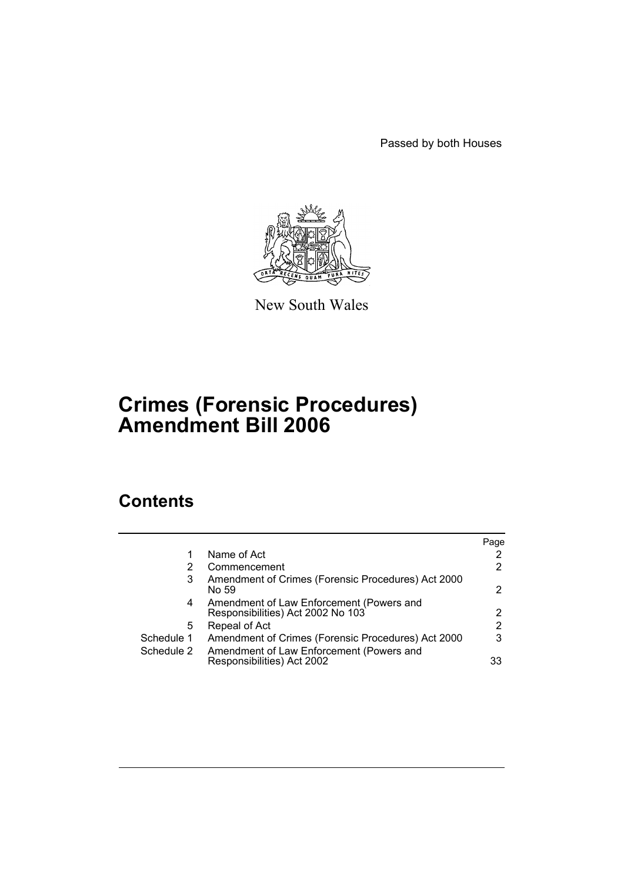Passed by both Houses

New South Wales

# Crimes (Forensic Procedures) Amendment Bill 2006

## Contents

| | | Page |
|---|---|---|
| 1 | Name of Act | 2 |
| 2 | Commencement | 2 |
| 3 | Amendment of Crimes (Forensic Procedures) Act 2000 No 59 | 2 |
| 4 | Amendment of Law Enforcement (Powers and Responsibilities) Act 2002 No 103 | 2 |
| 5 | Repeal of Act | 2 |
| Schedule 1 | Amendment of Crimes (Forensic Procedures) Act 2000 | 3 |
| Schedule 2 | Amendment of Law Enforcement (Powers and Responsibilities) Act 2002 | 33 |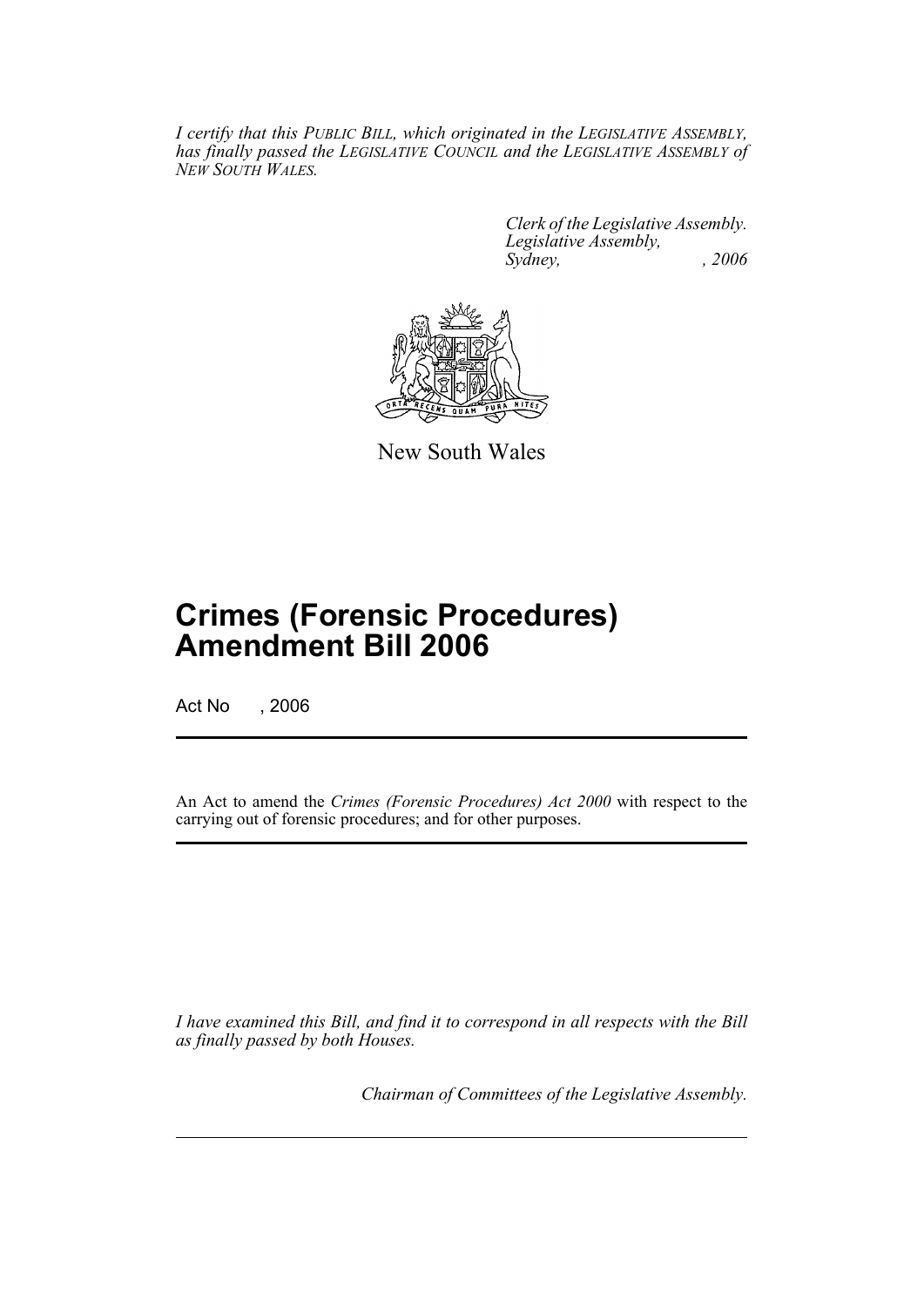*I certify that this PUBLIC BILL, which originated in the LEGISLATIVE ASSEMBLY, has finally passed the LEGISLATIVE COUNCIL and the LEGISLATIVE ASSEMBLY of NEW SOUTH WALES.*

*Clerk of the Legislative Assembly.*
*Legislative Assembly,*
*Sydney, , 2006*

New South Wales

# Crimes (Forensic Procedures) Amendment Bill 2006

Act No , 2006

An Act to amend the *Crimes (Forensic Procedures) Act 2000* with respect to the carrying out of forensic procedures; and for other purposes.

*I have examined this Bill, and find it to correspond in all respects with the Bill as finally passed by both Houses.*

*Chairman of Committees of the Legislative Assembly.*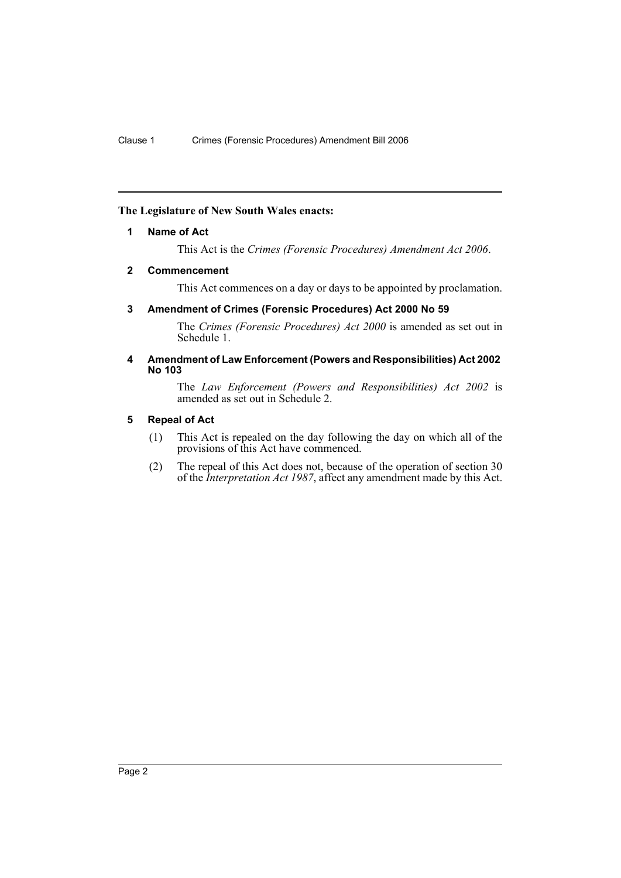**The Legislature of New South Wales enacts:**

**1 Name of Act**

This Act is the *Crimes (Forensic Procedures) Amendment Act 2006*.

**2 Commencement**

This Act commences on a day or days to be appointed by proclamation.

**3 Amendment of Crimes (Forensic Procedures) Act 2000 No 59**

The *Crimes (Forensic Procedures) Act 2000* is amended as set out in Schedule 1.

**4 Amendment of Law Enforcement (Powers and Responsibilities) Act 2002 No 103**

The *Law Enforcement (Powers and Responsibilities) Act 2002* is amended as set out in Schedule 2.

**5 Repeal of Act**

(1) This Act is repealed on the day following the day on which all of the provisions of this Act have commenced.

(2) The repeal of this Act does not, because of the operation of section 30 of the *Interpretation Act 1987*, affect any amendment made by this Act.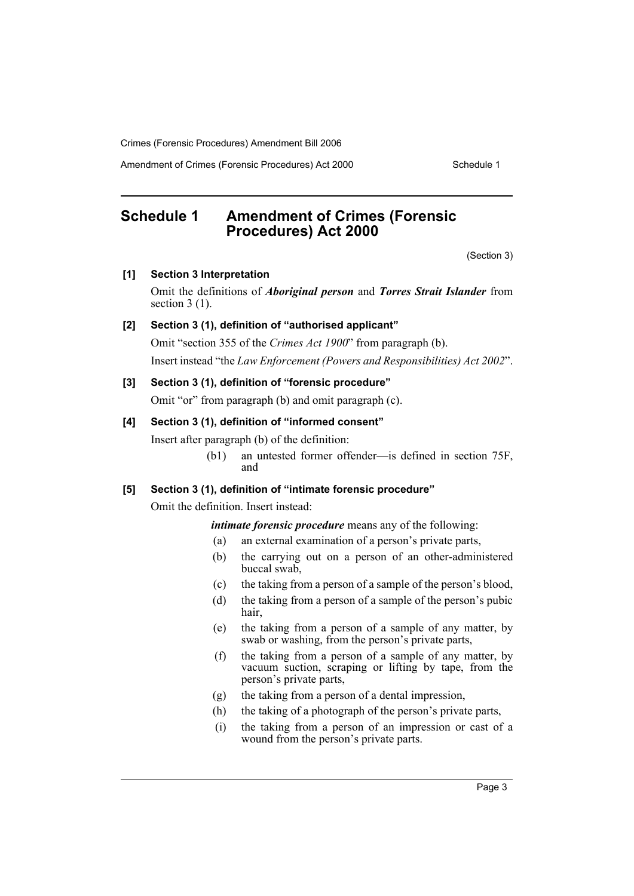## Schedule 1 Amendment of Crimes (Forensic Procedures) Act 2000

(Section 3)

**[1] Section 3 Interpretation**

Omit the definitions of ***Aboriginal person*** and ***Torres Strait Islander*** from section 3 (1).

**[2] Section 3 (1), definition of "authorised applicant"**

Omit "section 355 of the *Crimes Act 1900*" from paragraph (b).

Insert instead "the *Law Enforcement (Powers and Responsibilities) Act 2002*".

**[3] Section 3 (1), definition of "forensic procedure"**

Omit "or" from paragraph (b) and omit paragraph (c).

**[4] Section 3 (1), definition of "informed consent"**

Insert after paragraph (b) of the definition:

> (b1) an untested former offender—is defined in section 75F, and

**[5] Section 3 (1), definition of "intimate forensic procedure"**

Omit the definition. Insert instead:

> ***intimate forensic procedure*** means any of the following:
>
> (a) an external examination of a person's private parts,
>
> (b) the carrying out on a person of an other-administered buccal swab,
>
> (c) the taking from a person of a sample of the person's blood,
>
> (d) the taking from a person of a sample of the person's pubic hair,
>
> (e) the taking from a person of a sample of any matter, by swab or washing, from the person's private parts,
>
> (f) the taking from a person of a sample of any matter, by vacuum suction, scraping or lifting by tape, from the person's private parts,
>
> (g) the taking from a person of a dental impression,
>
> (h) the taking of a photograph of the person's private parts,
>
> (i) the taking from a person of an impression or cast of a wound from the person's private parts.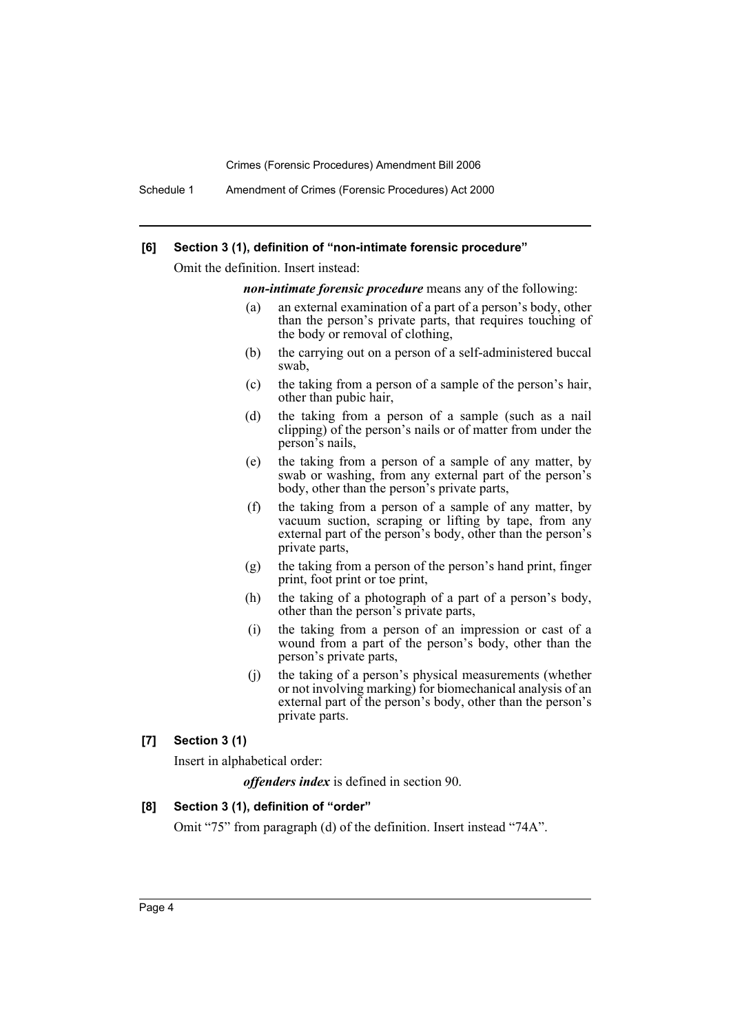### [6] Section 3 (1), definition of "non-intimate forensic procedure"

Omit the definition. Insert instead:

***non-intimate forensic procedure*** means any of the following:

(a) an external examination of a part of a person's body, other than the person's private parts, that requires touching of the body or removal of clothing,

(b) the carrying out on a person of a self-administered buccal swab,

(c) the taking from a person of a sample of the person's hair, other than pubic hair,

(d) the taking from a person of a sample (such as a nail clipping) of the person's nails or of matter from under the person's nails,

(e) the taking from a person of a sample of any matter, by swab or washing, from any external part of the person's body, other than the person's private parts,

(f) the taking from a person of a sample of any matter, by vacuum suction, scraping or lifting by tape, from any external part of the person's body, other than the person's private parts,

(g) the taking from a person of the person's hand print, finger print, foot print or toe print,

(h) the taking of a photograph of a part of a person's body, other than the person's private parts,

(i) the taking from a person of an impression or cast of a wound from a part of the person's body, other than the person's private parts,

(j) the taking of a person's physical measurements (whether or not involving marking) for biomechanical analysis of an external part of the person's body, other than the person's private parts.

### [7] Section 3 (1)

Insert in alphabetical order:

***offenders index*** is defined in section 90.

### [8] Section 3 (1), definition of "order"

Omit "75" from paragraph (d) of the definition. Insert instead "74A".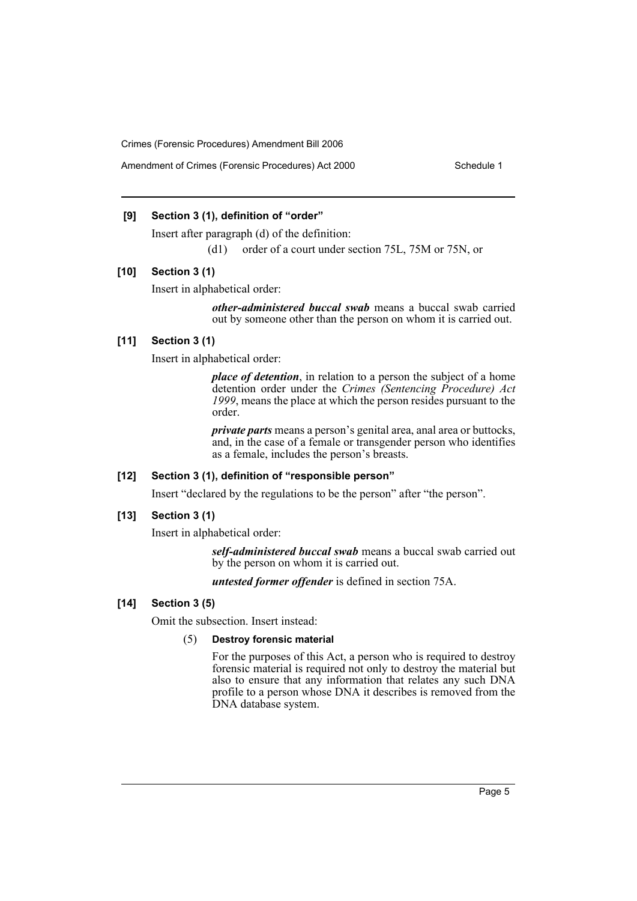**[9] Section 3 (1), definition of "order"**

Insert after paragraph (d) of the definition:

(d1) order of a court under section 75L, 75M or 75N, or

**[10] Section 3 (1)**

Insert in alphabetical order:

> ***other-administered buccal swab*** means a buccal swab carried out by someone other than the person on whom it is carried out.

**[11] Section 3 (1)**

Insert in alphabetical order:

> ***place of detention***, in relation to a person the subject of a home detention order under the *Crimes (Sentencing Procedure) Act 1999*, means the place at which the person resides pursuant to the order.
>
> ***private parts*** means a person's genital area, anal area or buttocks, and, in the case of a female or transgender person who identifies as a female, includes the person's breasts.

**[12] Section 3 (1), definition of "responsible person"**

Insert "declared by the regulations to be the person" after "the person".

**[13] Section 3 (1)**

Insert in alphabetical order:

> ***self-administered buccal swab*** means a buccal swab carried out by the person on whom it is carried out.
>
> ***untested former offender*** is defined in section 75A.

**[14] Section 3 (5)**

Omit the subsection. Insert instead:

(5) **Destroy forensic material**

For the purposes of this Act, a person who is required to destroy forensic material is required not only to destroy the material but also to ensure that any information that relates any such DNA profile to a person whose DNA it describes is removed from the DNA database system.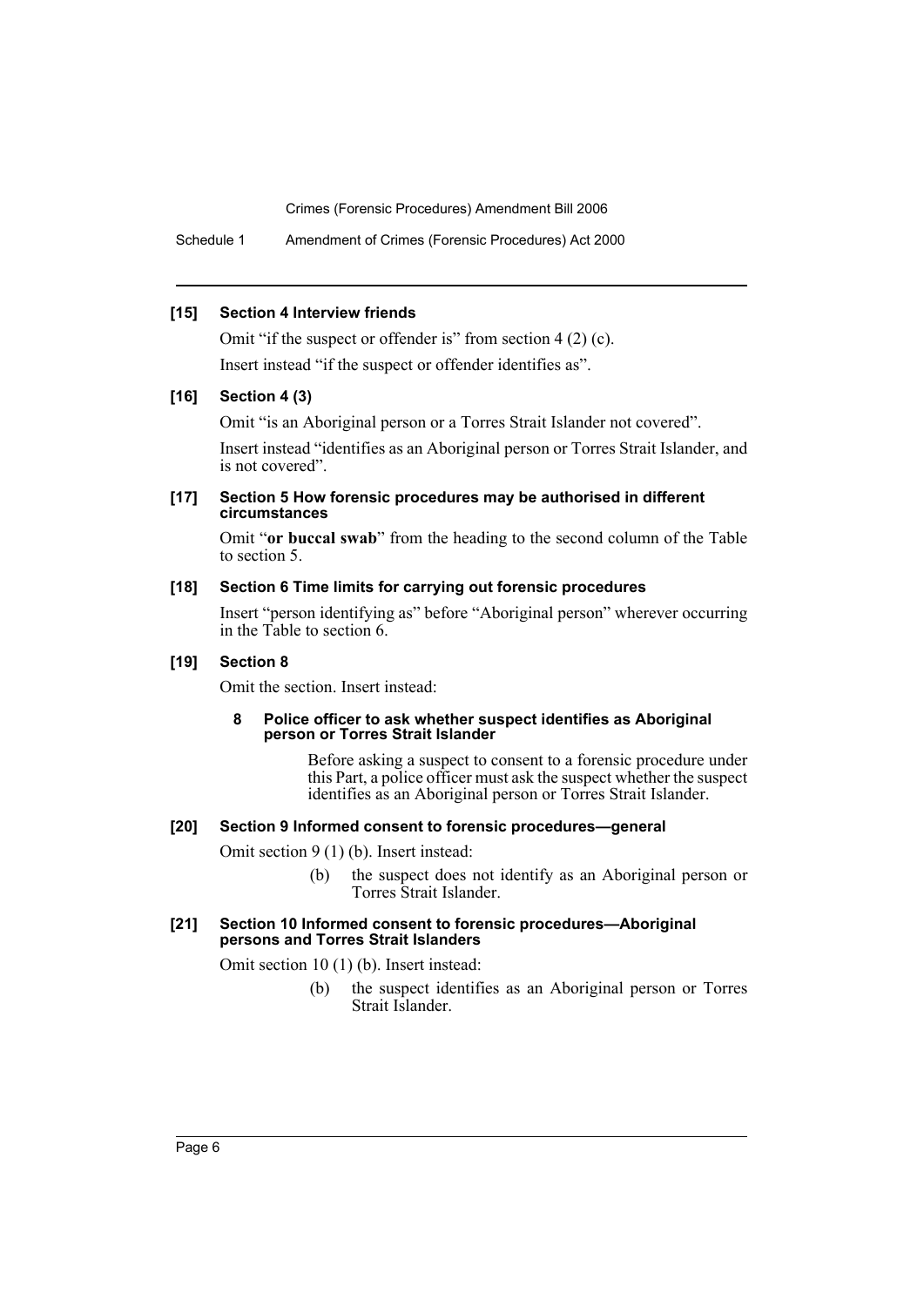### [15] Section 4 Interview friends

Omit "if the suspect or offender is" from section 4 (2) (c).

Insert instead "if the suspect or offender identifies as".

### [16] Section 4 (3)

Omit "is an Aboriginal person or a Torres Strait Islander not covered".

Insert instead "identifies as an Aboriginal person or Torres Strait Islander, and is not covered".

### [17] Section 5 How forensic procedures may be authorised in different circumstances

Omit "**or buccal swab**" from the heading to the second column of the Table to section 5.

### [18] Section 6 Time limits for carrying out forensic procedures

Insert "person identifying as" before "Aboriginal person" wherever occurring in the Table to section 6.

### [19] Section 8

Omit the section. Insert instead:

**8 Police officer to ask whether suspect identifies as Aboriginal person or Torres Strait Islander**

Before asking a suspect to consent to a forensic procedure under this Part, a police officer must ask the suspect whether the suspect identifies as an Aboriginal person or Torres Strait Islander.

### [20] Section 9 Informed consent to forensic procedures—general

Omit section 9 (1) (b). Insert instead:

(b) the suspect does not identify as an Aboriginal person or Torres Strait Islander.

### [21] Section 10 Informed consent to forensic procedures—Aboriginal persons and Torres Strait Islanders

Omit section 10 (1) (b). Insert instead:

(b) the suspect identifies as an Aboriginal person or Torres Strait Islander.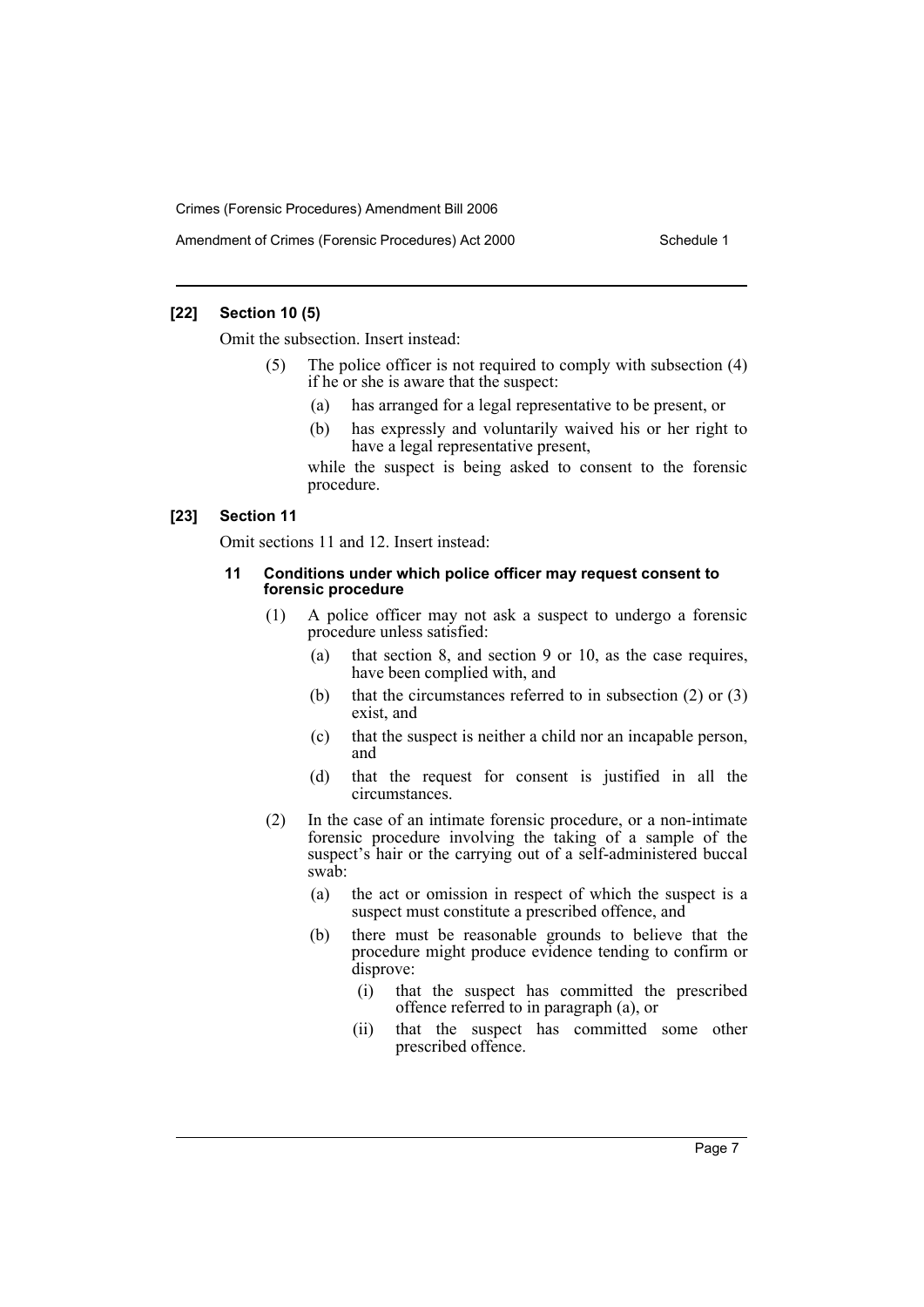### [22] Section 10 (5)

Omit the subsection. Insert instead:

(5) The police officer is not required to comply with subsection (4) if he or she is aware that the suspect:

(a) has arranged for a legal representative to be present, or

(b) has expressly and voluntarily waived his or her right to have a legal representative present,

while the suspect is being asked to consent to the forensic procedure.

### [23] Section 11

Omit sections 11 and 12. Insert instead:

#### 11 Conditions under which police officer may request consent to forensic procedure

(1) A police officer may not ask a suspect to undergo a forensic procedure unless satisfied:

(a) that section 8, and section 9 or 10, as the case requires, have been complied with, and

(b) that the circumstances referred to in subsection (2) or (3) exist, and

(c) that the suspect is neither a child nor an incapable person, and

(d) that the request for consent is justified in all the circumstances.

(2) In the case of an intimate forensic procedure, or a non-intimate forensic procedure involving the taking of a sample of the suspect's hair or the carrying out of a self-administered buccal swab:

(a) the act or omission in respect of which the suspect is a suspect must constitute a prescribed offence, and

(b) there must be reasonable grounds to believe that the procedure might produce evidence tending to confirm or disprove:

(i) that the suspect has committed the prescribed offence referred to in paragraph (a), or

(ii) that the suspect has committed some other prescribed offence.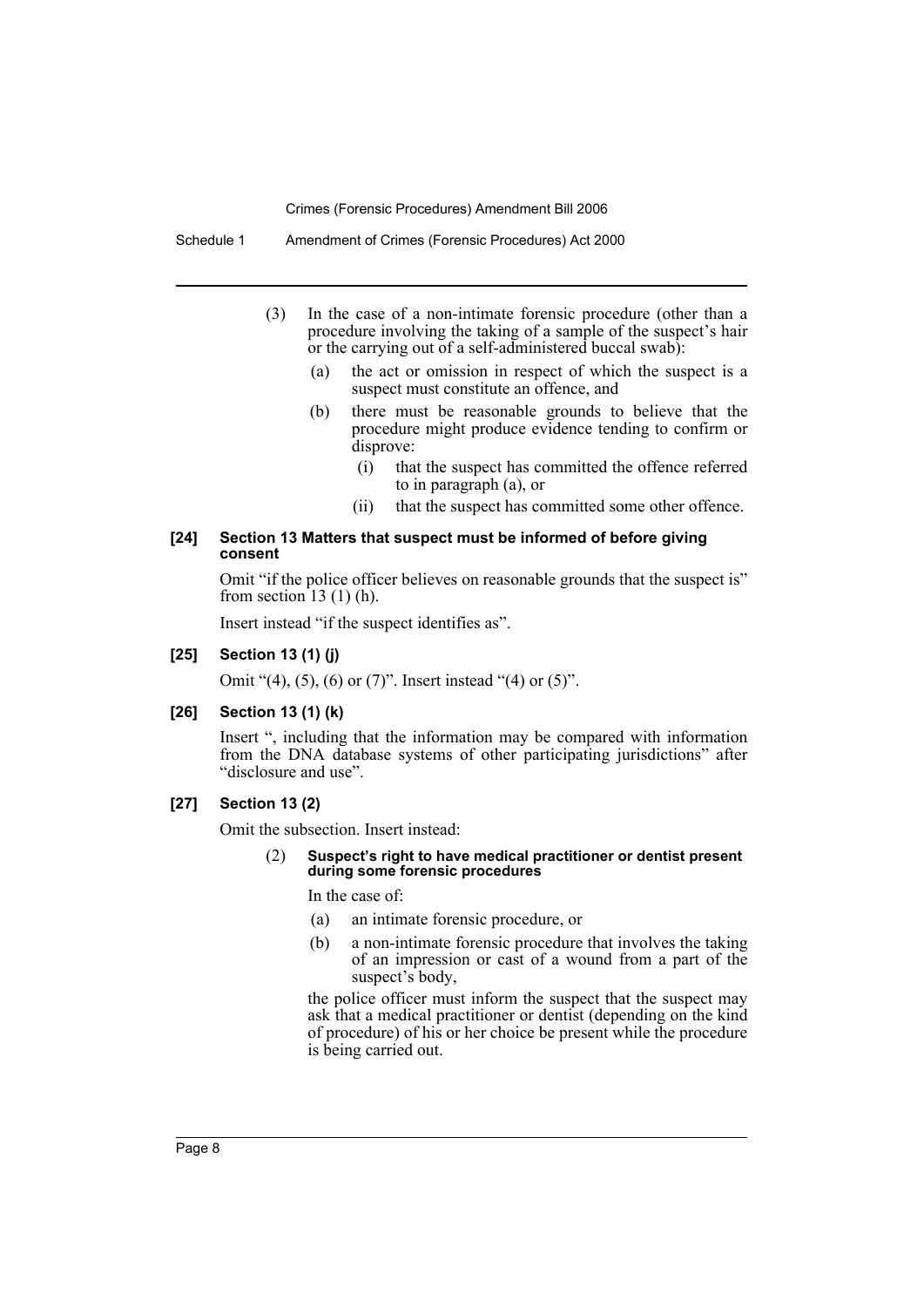(3) In the case of a non-intimate forensic procedure (other than a procedure involving the taking of a sample of the suspect's hair or the carrying out of a self-administered buccal swab):

(a) the act or omission in respect of which the suspect is a suspect must constitute an offence, and

(b) there must be reasonable grounds to believe that the procedure might produce evidence tending to confirm or disprove:

(i) that the suspect has committed the offence referred to in paragraph (a), or

(ii) that the suspect has committed some other offence.

**[24] Section 13 Matters that suspect must be informed before giving consent**

Omit "if the police officer believes on reasonable grounds that the suspect is" from section 13 (1) (h).

Insert instead "if the suspect identifies as".

**[25] Section 13 (1) (j)**

Omit "(4), (5), (6) or (7)". Insert instead "(4) or (5)".

**[26] Section 13 (1) (k)**

Insert ", including that the information may be compared with information from the DNA database systems of other participating jurisdictions" after "disclosure and use".

**[27] Section 13 (2)**

Omit the subsection. Insert instead:

(2) **Suspect's right to have medical practitioner or dentist present during some forensic procedures**

In the case of:

(a) an intimate forensic procedure, or

(b) a non-intimate forensic procedure that involves the taking of an impression or cast of a wound from a part of the suspect's body,

the police officer must inform the suspect that the suspect may ask that a medical practitioner or dentist (depending on the kind of procedure) of his or her choice be present while the procedure is being carried out.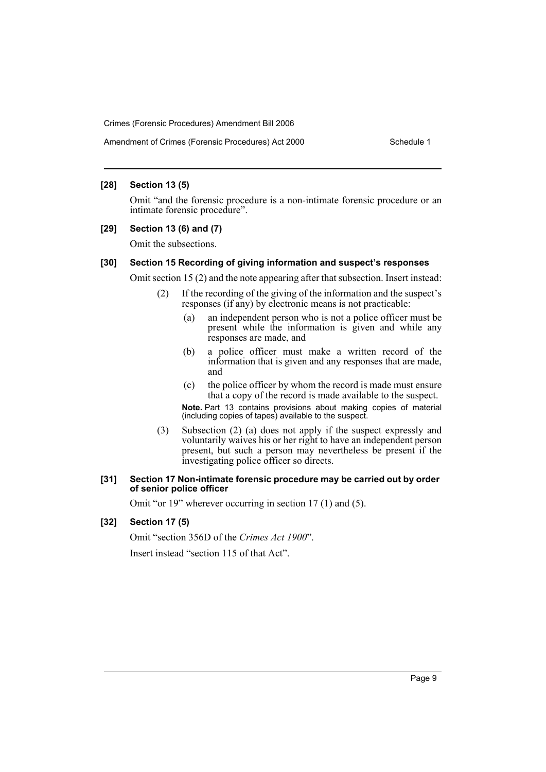**[28] Section 13 (5)**

Omit "and the forensic procedure is a non-intimate forensic procedure or an intimate forensic procedure".

**[29] Section 13 (6) and (7)**

Omit the subsections.

**[30] Section 15 Recording of giving information and suspect's responses**

Omit section 15 (2) and the note appearing after that subsection. Insert instead:

> (2) If the recording of the giving of the information and the suspect's responses (if any) by electronic means is not practicable:
>
> > (a) an independent person who is not a police officer must be present while the information is given and while any responses are made, and
> >
> > (b) a police officer must make a written record of the information that is given and any responses that are made, and
> >
> > (c) the police officer by whom the record is made must ensure that a copy of the record is made available to the suspect.
>
> **Note.** Part 13 contains provisions about making copies of material (including copies of tapes) available to the suspect.
>
> (3) Subsection (2) (a) does not apply if the suspect expressly and voluntarily waives his or her right to have an independent person present, but such a person may nevertheless be present if the investigating police officer so directs.

**[31] Section 17 Non-intimate forensic procedure may be carried out by order of senior police officer**

Omit "or 19" wherever occurring in section 17 (1) and (5).

**[32] Section 17 (5)**

Omit "section 356D of the *Crimes Act 1900*".

Insert instead "section 115 of that Act".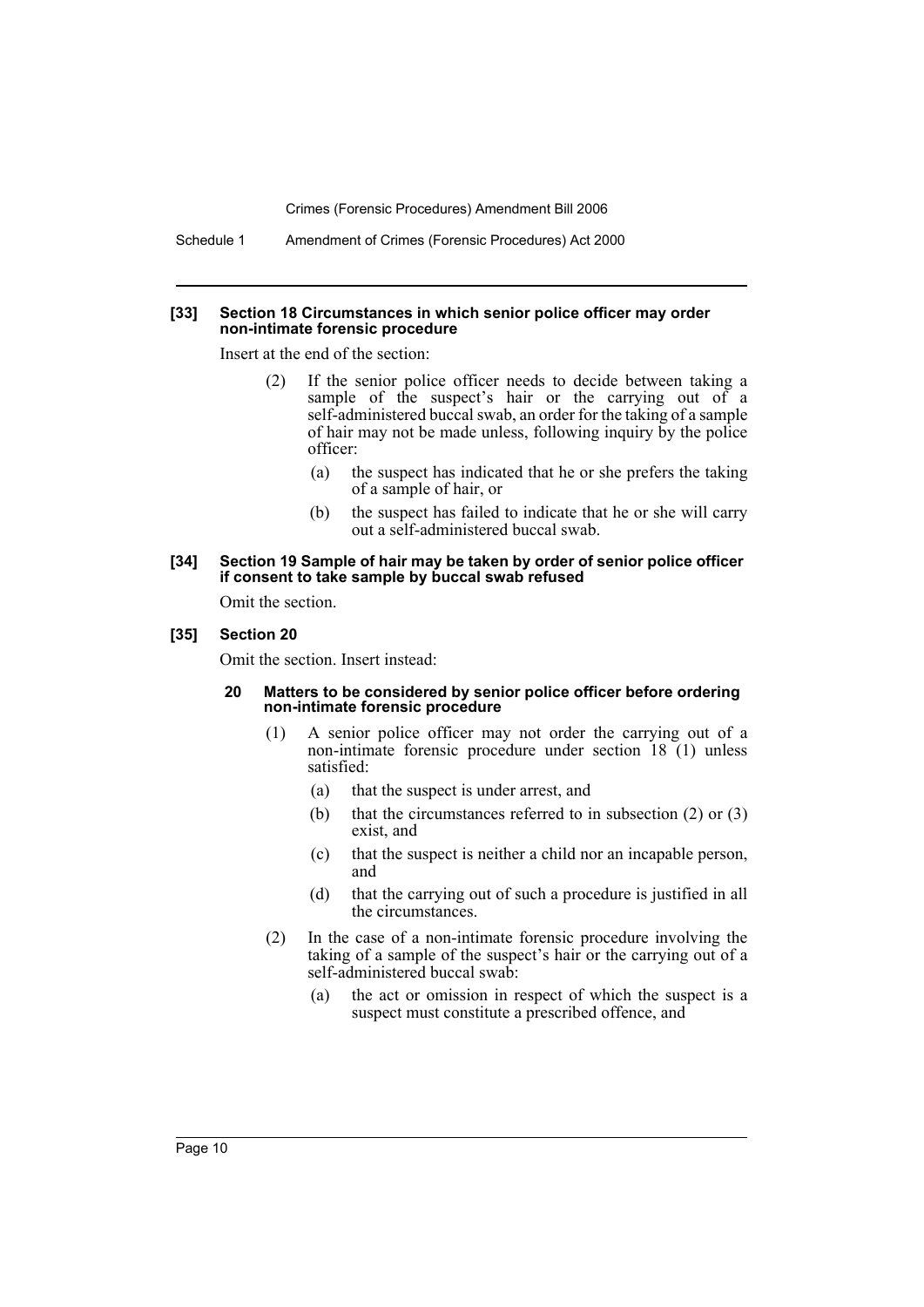**[33] Section 18 Circumstances in which senior police officer may order non-intimate forensic procedure**

Insert at the end of the section:

> (2) If the senior police officer needs to decide between taking a sample of the suspect's hair or the carrying out of a self-administered buccal swab, an order for the taking of a sample of hair may not be made unless, following inquiry by the police officer:
>
> (a) the suspect has indicated that he or she prefers the taking of a sample of hair, or
>
> (b) the suspect has failed to indicate that he or she will carry out a self-administered buccal swab.

**[34] Section 19 Sample of hair may be taken by order of senior police officer if consent to take sample by buccal swab refused**

Omit the section.

**[35] Section 20**

Omit the section. Insert instead:

> **20 Matters to be considered by senior police officer before ordering non-intimate forensic procedure**
>
> (1) A senior police officer may not order the carrying out of a non-intimate forensic procedure under section 18 (1) unless satisfied:
>
> (a) that the suspect is under arrest, and
>
> (b) that the circumstances referred to in subsection (2) or (3) exist, and
>
> (c) that the suspect is neither a child nor an incapable person, and
>
> (d) that the carrying out of such a procedure is justified in all the circumstances.
>
> (2) In the case of a non-intimate forensic procedure involving the taking of a sample of the suspect's hair or the carrying out of a self-administered buccal swab:
>
> (a) the act or omission in respect of which the suspect is a suspect must constitute a prescribed offence, and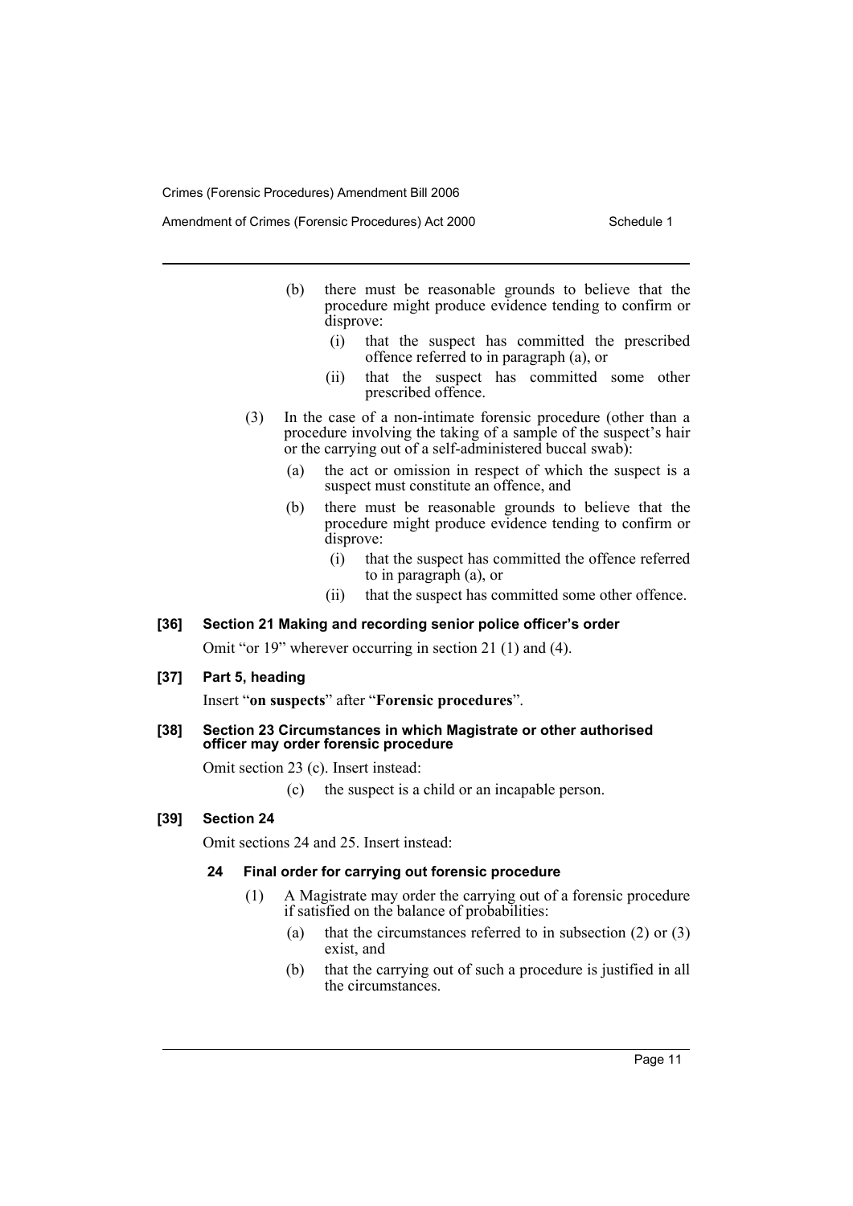(b) there must be reasonable grounds to believe that the procedure might produce evidence tending to confirm or disprove:

   (i) that the suspect has committed the prescribed offence referred to in paragraph (a), or

   (ii) that the suspect has committed some other prescribed offence.

(3) In the case of a non-intimate forensic procedure (other than a procedure involving the taking of a sample of the suspect's hair or the carrying out of a self-administered buccal swab):

   (a) the act or omission in respect of which the suspect is a suspect must constitute an offence, and

   (b) there must be reasonable grounds to believe that the procedure might produce evidence tending to confirm or disprove:

      (i) that the suspect has committed the offence referred to in paragraph (a), or

      (ii) that the suspect has committed some other offence.

#### [36] Section 21 Making and recording senior police officer's order

Omit "or 19" wherever occurring in section 21 (1) and (4).

#### [37] Part 5, heading

Insert "**on suspects**" after "**Forensic procedures**".

#### [38] Section 23 Circumstances in which Magistrate or other authorised officer may order forensic procedure

Omit section 23 (c). Insert instead:

(c) the suspect is a child or an incapable person.

#### [39] Section 24

Omit sections 24 and 25. Insert instead:

**24 Final order for carrying out forensic procedure**

(1) A Magistrate may order the carrying out of a forensic procedure if satisfied on the balance of probabilities:

   (a) that the circumstances referred to in subsection (2) or (3) exist, and

   (b) that the carrying out of such a procedure is justified in all the circumstances.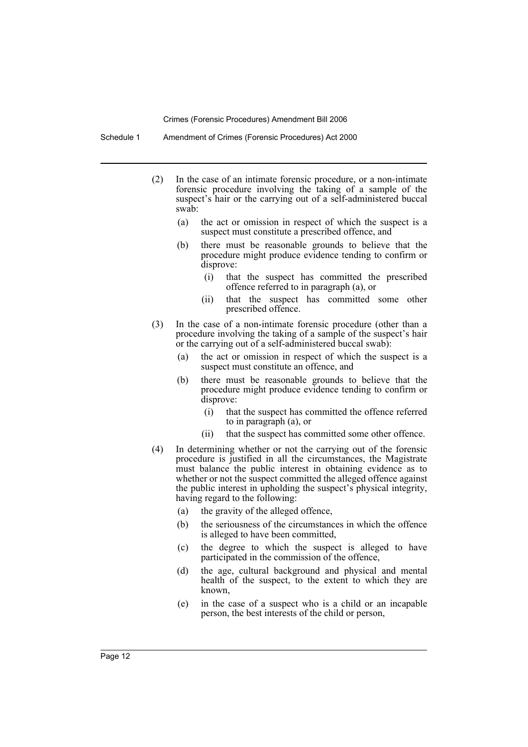(2) In the case of an intimate forensic procedure, or a non-intimate forensic procedure involving the taking of a sample of the suspect's hair or the carrying out of a self-administered buccal swab:

  (a) the act or omission in respect of which the suspect is a suspect must constitute a prescribed offence, and

  (b) there must be reasonable grounds to believe that the procedure might produce evidence tending to confirm or disprove:

    (i) that the suspect has committed the prescribed offence referred to in paragraph (a), or

    (ii) that the suspect has committed some other prescribed offence.

(3) In the case of a non-intimate forensic procedure (other than a procedure involving the taking of a sample of the suspect's hair or the carrying out of a self-administered buccal swab):

  (a) the act or omission in respect of which the suspect is a suspect must constitute an offence, and

  (b) there must be reasonable grounds to believe that the procedure might produce evidence tending to confirm or disprove:

    (i) that the suspect has committed the offence referred to in paragraph (a), or

    (ii) that the suspect has committed some other offence.

(4) In determining whether or not the carrying out of the forensic procedure is justified in all the circumstances, the Magistrate must balance the public interest in obtaining evidence as to whether or not the suspect committed the alleged offence against the public interest in upholding the suspect's physical integrity, having regard to the following:

  (a) the gravity of the alleged offence,

  (b) the seriousness of the circumstances in which the offence is alleged to have been committed,

  (c) the degree to which the suspect is alleged to have participated in the commission of the offence,

  (d) the age, cultural background and physical and mental health of the suspect, to the extent to which they are known,

  (e) in the case of a suspect who is a child or an incapable person, the best interests of the child or person,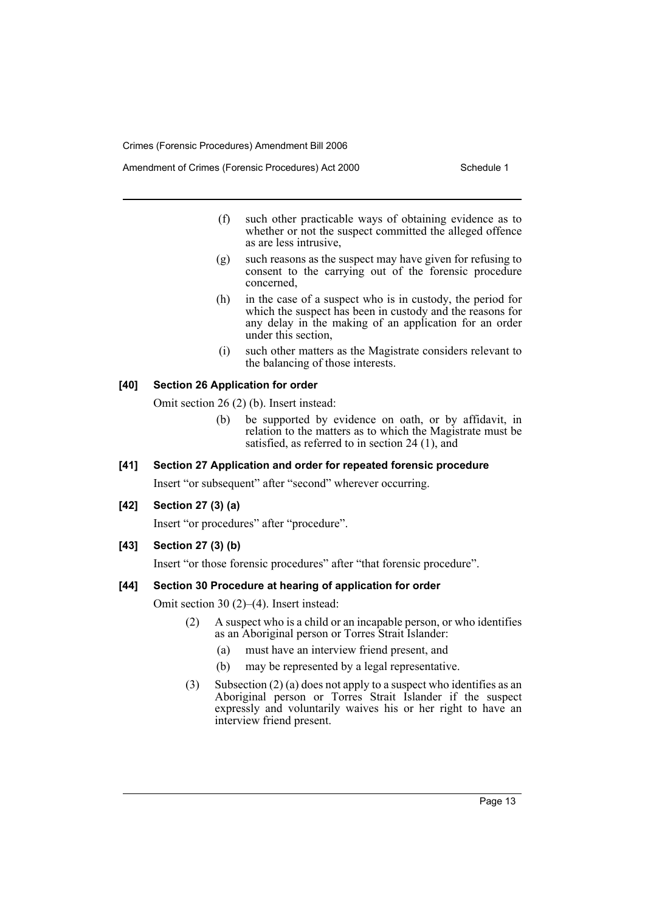(f) such other practicable ways of obtaining evidence as to whether or not the suspect committed the alleged offence as are less intrusive,

(g) such reasons as the suspect may have given for refusing to consent to the carrying out of the forensic procedure concerned,

(h) in the case of a suspect who is in custody, the period for which the suspect has been in custody and the reasons for any delay in the making of an application for an order under this section,

(i) such other matters as the Magistrate considers relevant to the balancing of those interests.

#### [40] Section 26 Application for order

Omit section 26 (2) (b). Insert instead:

> (b) be supported by evidence on oath, or by affidavit, in relation to the matters as to which the Magistrate must be satisfied, as referred to in section 24 (1), and

#### [41] Section 27 Application and order for repeated forensic procedure

Insert "or subsequent" after "second" wherever occurring.

#### [42] Section 27 (3) (a)

Insert "or procedures" after "procedure".

#### [43] Section 27 (3) (b)

Insert "or those forensic procedures" after "that forensic procedure".

#### [44] Section 30 Procedure at hearing of application for order

Omit section 30 (2)–(4). Insert instead:

> (2) A suspect who is a child or an incapable person, or who identifies as an Aboriginal person or Torres Strait Islander:
>
> (a) must have an interview friend present, and
>
> (b) may be represented by a legal representative.
>
> (3) Subsection (2) (a) does not apply to a suspect who identifies as an Aboriginal person or Torres Strait Islander if the suspect expressly and voluntarily waives his or her right to have an interview friend present.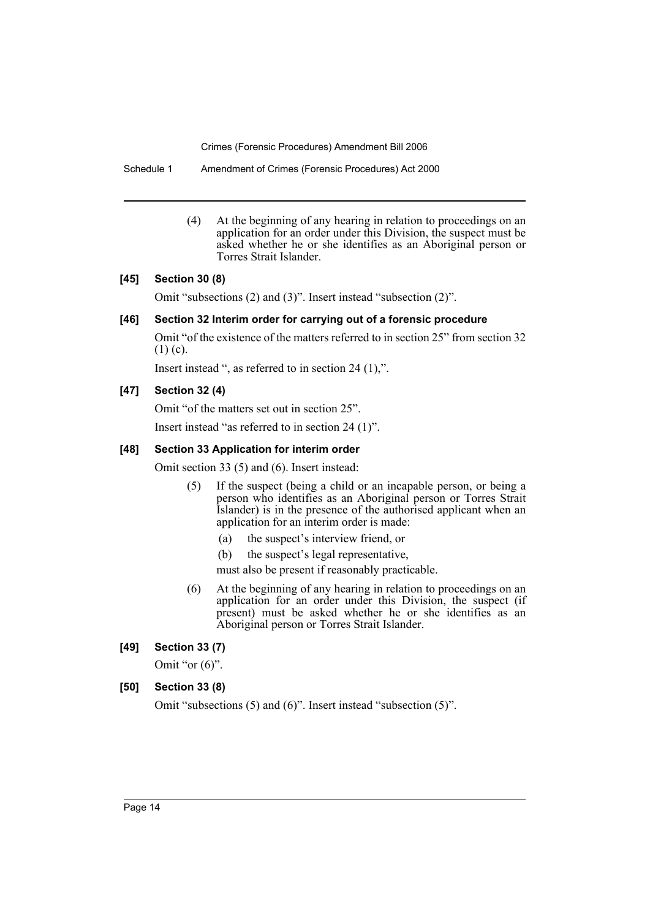(4) At the beginning of any hearing in relation to proceedings on an application for an order under this Division, the suspect must be asked whether he or she identifies as an Aboriginal person or Torres Strait Islander.

**[45] Section 30 (8)**

Omit "subsections (2) and (3)". Insert instead "subsection (2)".

**[46] Section 32 Interim order for carrying out of a forensic procedure**

Omit "of the existence of the matters referred to in section 25" from section 32 (1) (c).

Insert instead ", as referred to in section 24 (1),".

**[47] Section 32 (4)**

Omit "of the matters set out in section 25".

Insert instead "as referred to in section 24 (1)".

**[48] Section 33 Application for interim order**

Omit section 33 (5) and (6). Insert instead:

(5) If the suspect (being a child or an incapable person, or being a person who identifies as an Aboriginal person or Torres Strait Islander) is in the presence of the authorised applicant when an application for an interim order is made:

(a) the suspect's interview friend, or

(b) the suspect's legal representative,

must also be present if reasonably practicable.

(6) At the beginning of any hearing in relation to proceedings on an application for an order under this Division, the suspect (if present) must be asked whether he or she identifies as an Aboriginal person or Torres Strait Islander.

**[49] Section 33 (7)**

Omit "or (6)".

**[50] Section 33 (8)**

Omit "subsections (5) and (6)". Insert instead "subsection (5)".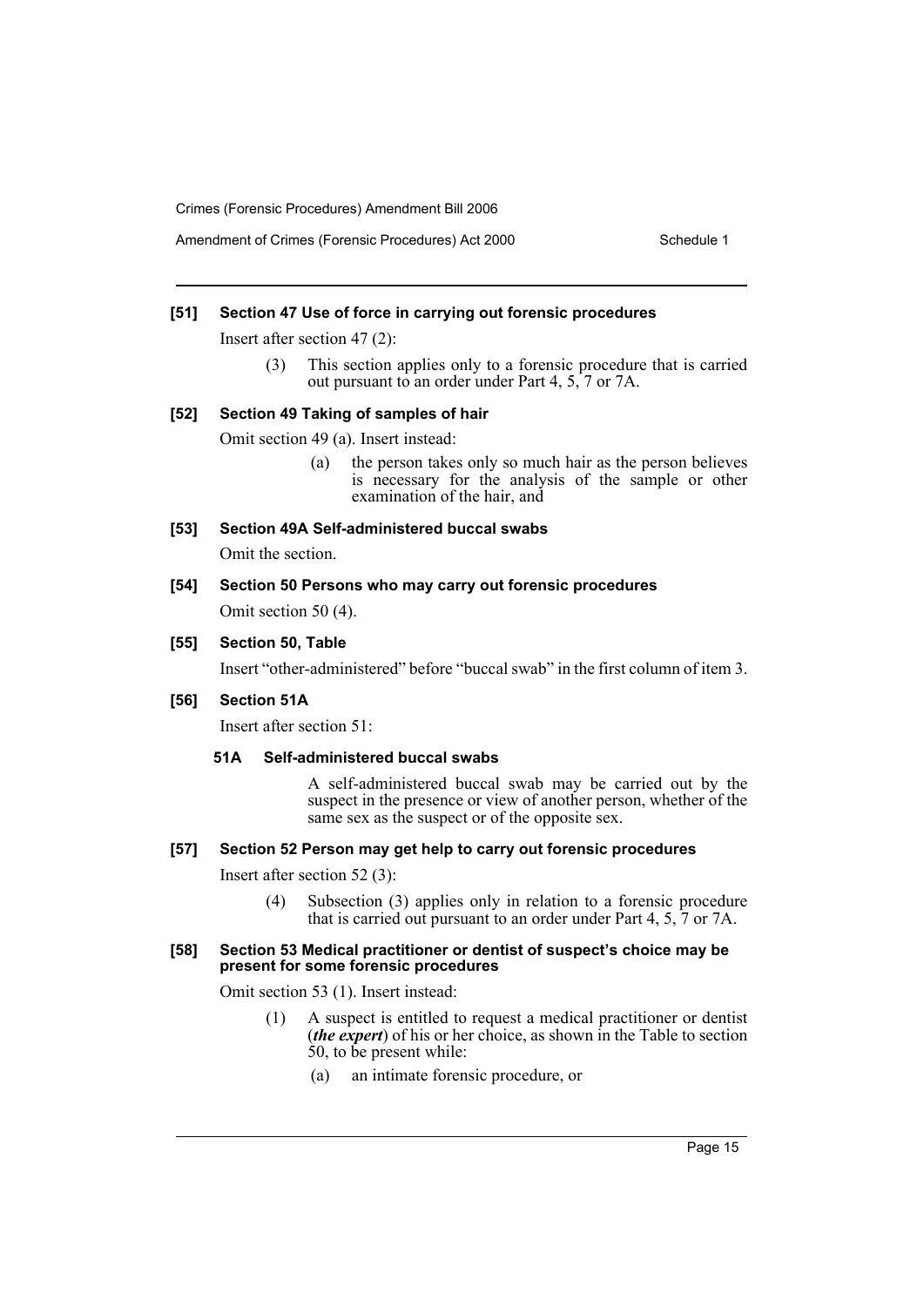#### [51] Section 47 Use of force in carrying out forensic procedures

Insert after section 47 (2):

> (3) This section applies only to a forensic procedure that is carried out pursuant to an order under Part 4, 5, 7 or 7A.

#### [52] Section 49 Taking of samples of hair

Omit section 49 (a). Insert instead:

> (a) the person takes only so much hair as the person believes is necessary for the analysis of the sample or other examination of the hair, and

#### [53] Section 49A Self-administered buccal swabs

Omit the section.

#### [54] Section 50 Persons who may carry out forensic procedures

Omit section 50 (4).

#### [55] Section 50, Table

Insert "other-administered" before "buccal swab" in the first column of item 3.

#### [56] Section 51A

Insert after section 51:

> **51A Self-administered buccal swabs**
>
> A self-administered buccal swab may be carried out by the suspect in the presence or view of another person, whether of the same sex as the suspect or of the opposite sex.

#### [57] Section 52 Person may get help to carry out forensic procedures

Insert after section 52 (3):

> (4) Subsection (3) applies only in relation to a forensic procedure that is carried out pursuant to an order under Part 4, 5, 7 or 7A.

#### [58] Section 53 Medical practitioner or dentist of suspect's choice may be present for some forensic procedures

Omit section 53 (1). Insert instead:

> (1) A suspect is entitled to request a medical practitioner or dentist (***the expert***) of his or her choice, as shown in the Table to section 50, to be present while:
>
> (a) an intimate forensic procedure, or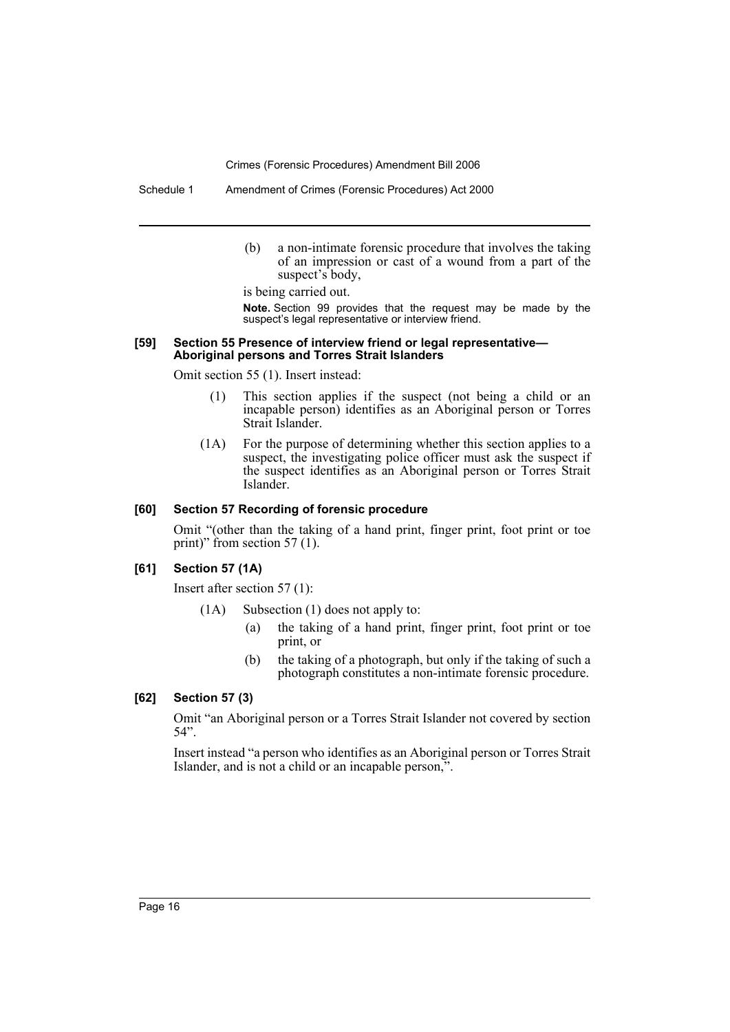(b) a non-intimate forensic procedure that involves the taking of an impression or cast of a wound from a part of the suspect's body,

is being carried out.

**Note.** Section 99 provides that the request may be made by the suspect's legal representative or interview friend.

#### [59] Section 55 Presence of interview friend or legal representative—Aboriginal persons and Torres Strait Islanders

Omit section 55 (1). Insert instead:

(1) This section applies if the suspect (not being a child or an incapable person) identifies as an Aboriginal person or Torres Strait Islander.

(1A) For the purpose of determining whether this section applies to a suspect, the investigating police officer must ask the suspect if the suspect identifies as an Aboriginal person or Torres Strait Islander.

#### [60] Section 57 Recording of forensic procedure

Omit "(other than the taking of a hand print, finger print, foot print or toe print)" from section 57 (1).

#### [61] Section 57 (1A)

Insert after section 57 (1):

(1A) Subsection (1) does not apply to:

(a) the taking of a hand print, finger print, foot print or toe print, or

(b) the taking of a photograph, but only if the taking of such a photograph constitutes a non-intimate forensic procedure.

#### [62] Section 57 (3)

Omit "an Aboriginal person or a Torres Strait Islander not covered by section 54".

Insert instead "a person who identifies as an Aboriginal person or Torres Strait Islander, and is not a child or an incapable person,".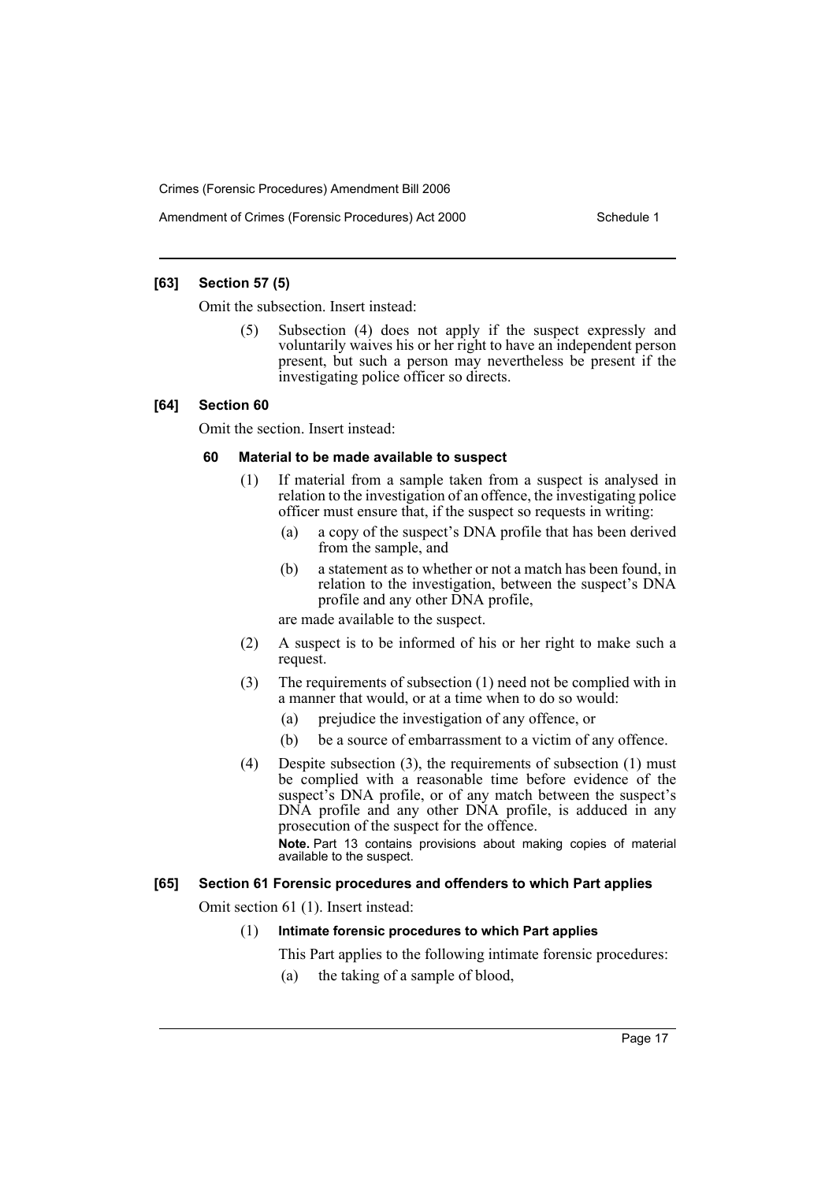### [63] Section 57 (5)

Omit the subsection. Insert instead:

(5) Subsection (4) does not apply if the suspect expressly and voluntarily waives his or her right to have an independent person present, but such a person may nevertheless be present if the investigating police officer so directs.

### [64] Section 60

Omit the section. Insert instead:

#### 60 Material to be made available to suspect

(1) If material from a sample taken from a suspect is analysed in relation to the investigation of an offence, the investigating police officer must ensure that, if the suspect so requests in writing:

- (a) a copy of the suspect's DNA profile that has been derived from the sample, and
- (b) a statement as to whether or not a match has been found, in relation to the investigation, between the suspect's DNA profile and any other DNA profile,

are made available to the suspect.

(2) A suspect is to be informed of his or her right to make such a request.

(3) The requirements of subsection (1) need not be complied with in a manner that would, or at a time when to do so would:

- (a) prejudice the investigation of any offence, or
- (b) be a source of embarrassment to a victim of any offence.

(4) Despite subsection (3), the requirements of subsection (1) must be complied with a reasonable time before evidence of the suspect's DNA profile, or of any match between the suspect's DNA profile and any other DNA profile, is adduced in any prosecution of the suspect for the offence.

**Note.** Part 13 contains provisions about making copies of material available to the suspect.

### [65] Section 61 Forensic procedures and offenders to which Part applies

Omit section 61 (1). Insert instead:

(1) **Intimate forensic procedures to which Part applies**

This Part applies to the following intimate forensic procedures:

- (a) the taking of a sample of blood,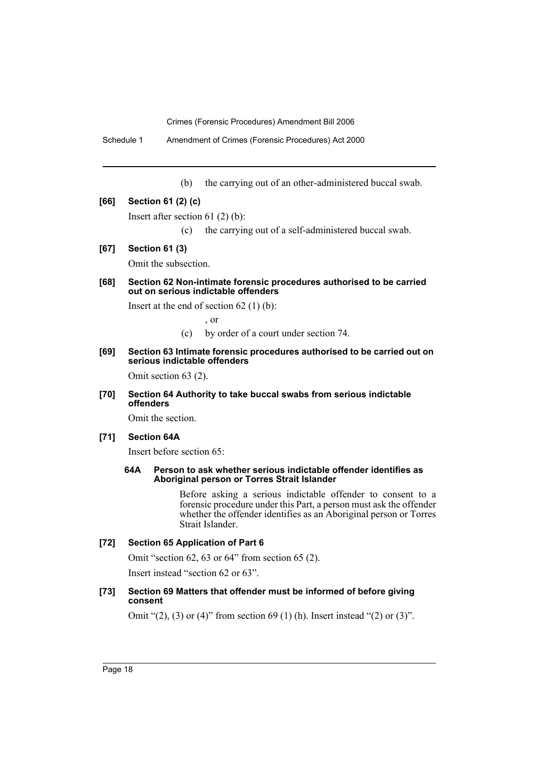(b) the carrying out of an other-administered buccal swab.

**[66] Section 61 (2) (c)**

Insert after section 61 (2) (b):

(c) the carrying out of a self-administered buccal swab.

**[67] Section 61 (3)**

Omit the subsection.

**[68] Section 62 Non-intimate forensic procedures authorised to be carried out on serious indictable offenders**

Insert at the end of section 62 (1) (b):

, or

(c) by order of a court under section 74.

**[69] Section 63 Intimate forensic procedures authorised to be carried out on serious indictable offenders**

Omit section 63 (2).

**[70] Section 64 Authority to take buccal swabs from serious indictable offenders**

Omit the section.

**[71] Section 64A**

Insert before section 65:

**64A Person to ask whether serious indictable offender identifies as Aboriginal person or Torres Strait Islander**

Before asking a serious indictable offender to consent to a forensic procedure under this Part, a person must ask the offender whether the offender identifies as an Aboriginal person or Torres Strait Islander.

**[72] Section 65 Application of Part 6**

Omit "section 62, 63 or 64" from section 65 (2).

Insert instead "section 62 or 63".

**[73] Section 69 Matters that offender must be informed of before giving consent**

Omit "(2), (3) or (4)" from section 69 (1) (h). Insert instead "(2) or (3)".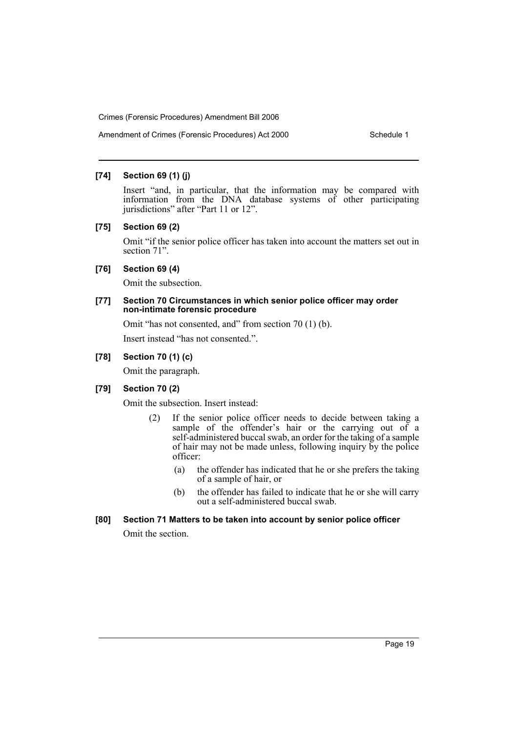**[74] Section 69 (1) (j)**

Insert "and, in particular, that the information may be compared with information from the DNA database systems of other participating jurisdictions" after "Part 11 or 12".

**[75] Section 69 (2)**

Omit "if the senior police officer has taken into account the matters set out in section 71".

**[76] Section 69 (4)**

Omit the subsection.

**[77] Section 70 Circumstances in which senior police officer may order non-intimate forensic procedure**

Omit "has not consented, and" from section 70 (1) (b).

Insert instead "has not consented.".

**[78] Section 70 (1) (c)**

Omit the paragraph.

**[79] Section 70 (2)**

Omit the subsection. Insert instead:

> (2) If the senior police officer needs to decide between taking a sample of the offender's hair or the carrying out of a self-administered buccal swab, an order for the taking of a sample of hair may not be made unless, following inquiry by the police officer:
>
> (a) the offender has indicated that he or she prefers the taking of a sample of hair, or
>
> (b) the offender has failed to indicate that he or she will carry out a self-administered buccal swab.

**[80] Section 71 Matters to be taken into account by senior police officer**

Omit the section.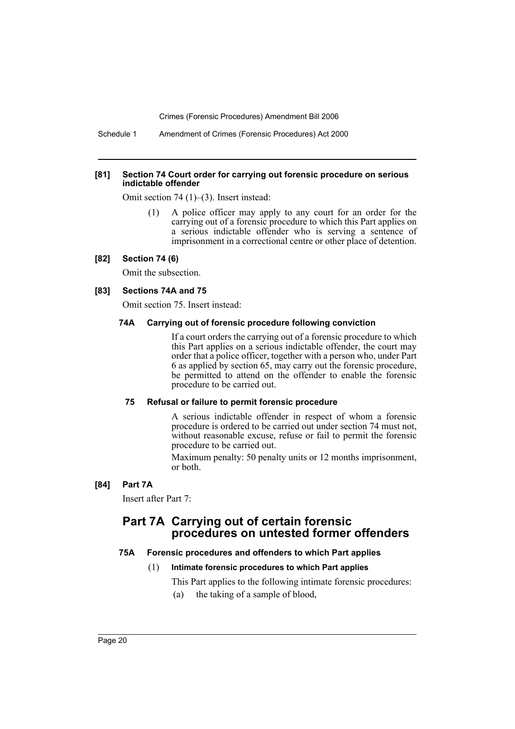**[81] Section 74 Court order for carrying out forensic procedure on serious indictable offender**

Omit section 74 (1)–(3). Insert instead:

> (1) A police officer may apply to any court for an order for the carrying out of a forensic procedure to which this Part applies on a serious indictable offender who is serving a sentence of imprisonment in a correctional centre or other place of detention.

**[82] Section 74 (6)**

Omit the subsection.

**[83] Sections 74A and 75**

Omit section 75. Insert instead:

> **74A Carrying out of forensic procedure following conviction**
>
> If a court orders the carrying out of a forensic procedure to which this Part applies on a serious indictable offender, the court may order that a police officer, together with a person who, under Part 6 as applied by section 65, may carry out the forensic procedure, be permitted to attend on the offender to enable the forensic procedure to be carried out.
>
> **75 Refusal or failure to permit forensic procedure**
>
> A serious indictable offender in respect of whom a forensic procedure is ordered to be carried out under section 74 must not, without reasonable excuse, refuse or fail to permit the forensic procedure to be carried out.
>
> Maximum penalty: 50 penalty units or 12 months imprisonment, or both.

**[84] Part 7A**

Insert after Part 7:

## Part 7A Carrying out of certain forensic procedures on untested former offenders

**75A Forensic procedures and offenders to which Part applies**

(1) **Intimate forensic procedures to which Part applies**

This Part applies to the following intimate forensic procedures:

(a) the taking of a sample of blood,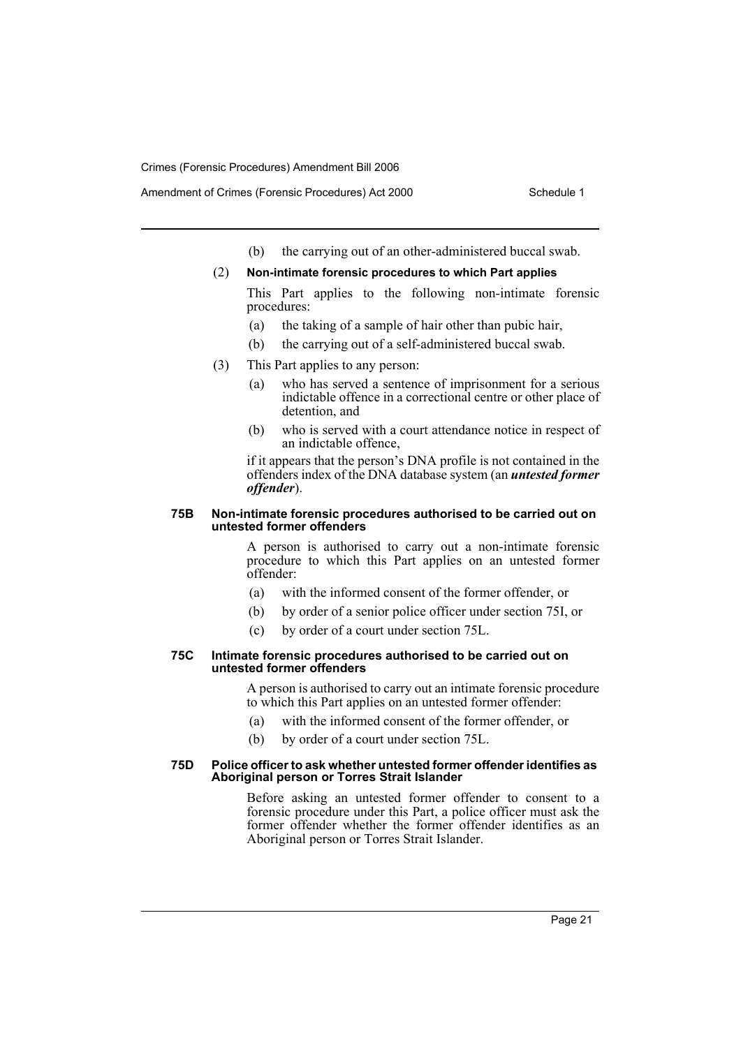(b) the carrying out of an other-administered buccal swab.

(2) **Non-intimate forensic procedures to which Part applies**

This Part applies to the following non-intimate forensic procedures:

(a) the taking of a sample of hair other than pubic hair,

(b) the carrying out of a self-administered buccal swab.

(3) This Part applies to any person:

(a) who has served a sentence of imprisonment for a serious indictable offence in a correctional centre or other place of detention, and

(b) who is served with a court attendance notice in respect of an indictable offence,

if it appears that the person's DNA profile is not contained in the offenders index of the DNA database system (an ***untested former offender***).

#### 75B Non-intimate forensic procedures authorised to be carried out on untested former offenders

A person is authorised to carry out a non-intimate forensic procedure to which this Part applies on an untested former offender:

(a) with the informed consent of the former offender, or

(b) by order of a senior police officer under section 75I, or

(c) by order of a court under section 75L.

#### 75C Intimate forensic procedures authorised to be carried out on untested former offenders

A person is authorised to carry out an intimate forensic procedure to which this Part applies on an untested former offender:

(a) with the informed consent of the former offender, or

(b) by order of a court under section 75L.

#### 75D Police officer to ask whether untested former offender identifies as Aboriginal person or Torres Strait Islander

Before asking an untested former offender to consent to a forensic procedure under this Part, a police officer must ask the former offender whether the former offender identifies as an Aboriginal person or Torres Strait Islander.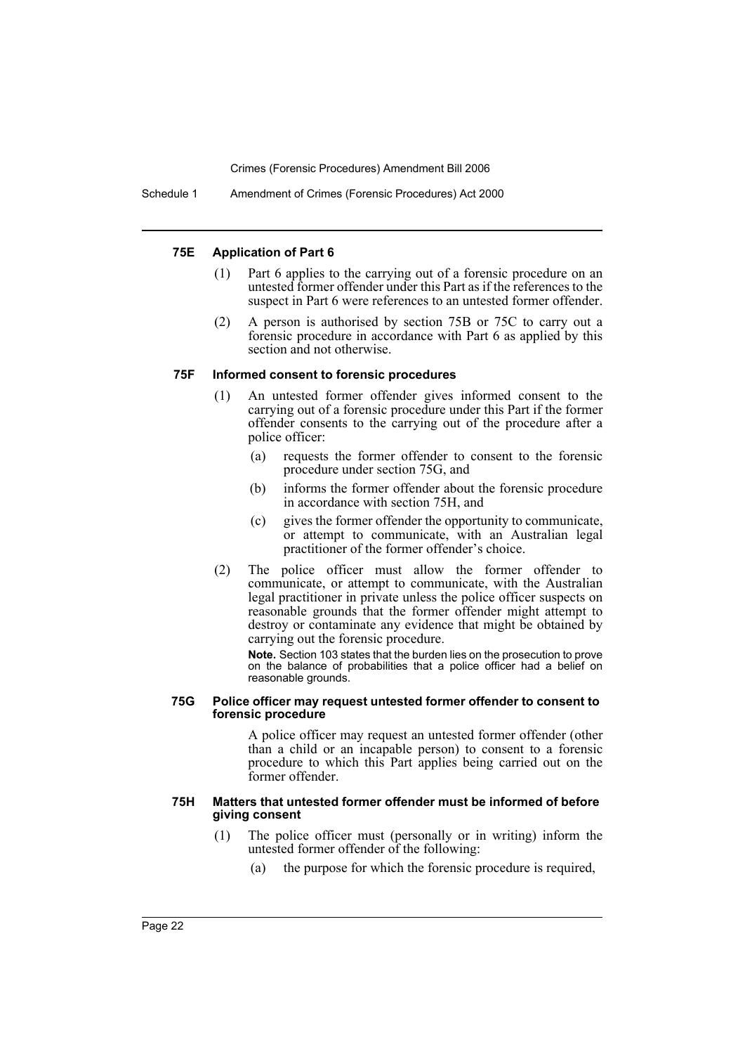#### 75E Application of Part 6

(1) Part 6 applies to the carrying out of a forensic procedure on an untested former offender under this Part as if the references to the suspect in Part 6 were references to an untested former offender.

(2) A person is authorised by section 75B or 75C to carry out a forensic procedure in accordance with Part 6 as applied by this section and not otherwise.

#### 75F Informed consent to forensic procedures

(1) An untested former offender gives informed consent to the carrying out of a forensic procedure under this Part if the former offender consents to the carrying out of the procedure after a police officer:

(a) requests the former offender to consent to the forensic procedure under section 75G, and

(b) informs the former offender about the forensic procedure in accordance with section 75H, and

(c) gives the former offender the opportunity to communicate, or attempt to communicate, with an Australian legal practitioner of the former offender's choice.

(2) The police officer must allow the former offender to communicate, or attempt to communicate, with the Australian legal practitioner in private unless the police officer suspects on reasonable grounds that the former offender might attempt to destroy or contaminate any evidence that might be obtained by carrying out the forensic procedure.

**Note.** Section 103 states that the burden lies on the prosecution to prove on the balance of probabilities that a police officer had a belief on reasonable grounds.

#### 75G Police officer may request untested former offender to consent to forensic procedure

A police officer may request an untested former offender (other than a child or an incapable person) to consent to a forensic procedure to which this Part applies being carried out on the former offender.

#### 75H Matters that untested former offender must be informed of before giving consent

(1) The police officer must (personally or in writing) inform the untested former offender of the following:

(a) the purpose for which the forensic procedure is required,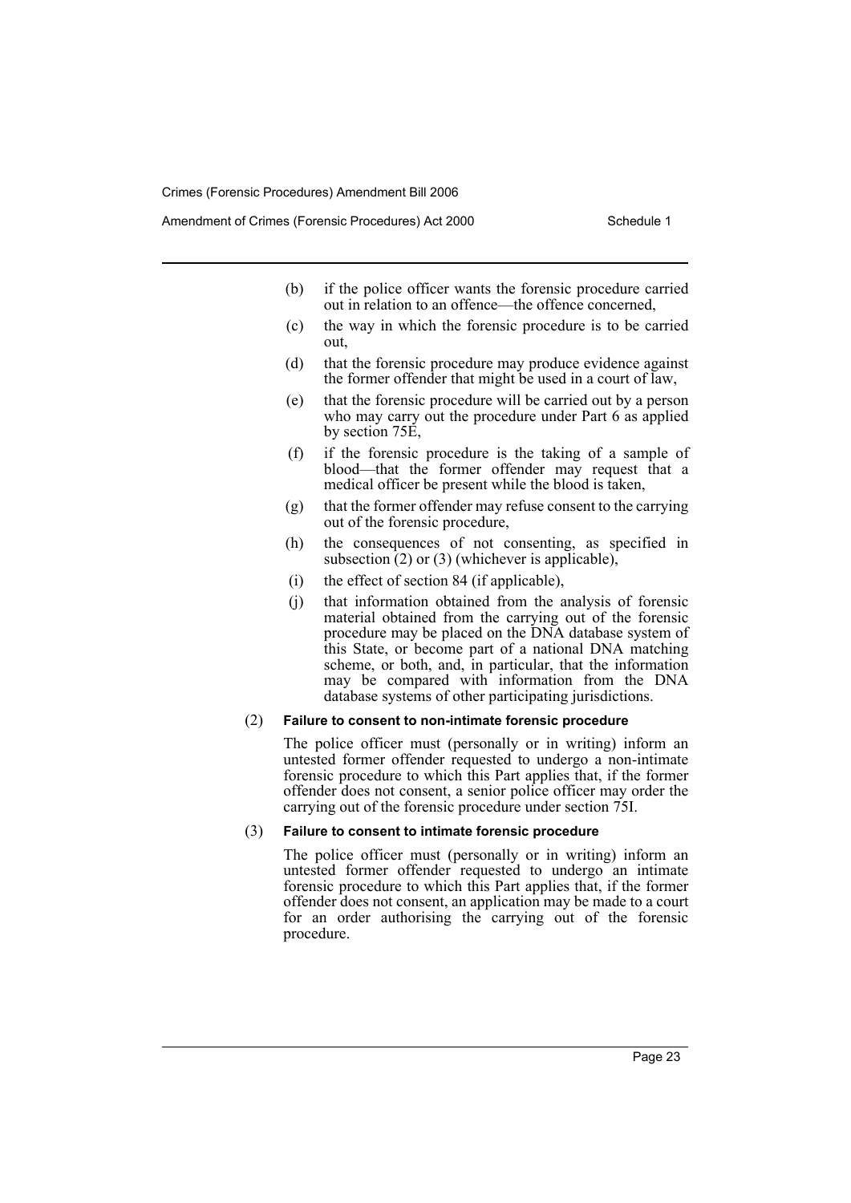(b) if the police officer wants the forensic procedure carried out in relation to an offence—the offence concerned,

(c) the way in which the forensic procedure is to be carried out,

(d) that the forensic procedure may produce evidence against the former offender that might be used in a court of law,

(e) that the forensic procedure will be carried out by a person who may carry out the procedure under Part 6 as applied by section 75E,

(f) if the forensic procedure is the taking of a sample of blood—that the former offender may request that a medical officer be present while the blood is taken,

(g) that the former offender may refuse consent to the carrying out of the forensic procedure,

(h) the consequences of not consenting, as specified in subsection (2) or (3) (whichever is applicable),

(i) the effect of section 84 (if applicable),

(j) that information obtained from the analysis of forensic material obtained from the carrying out of the forensic procedure may be placed on the DNA database system of this State, or become part of a national DNA matching scheme, or both, and, in particular, that the information may be compared with information from the DNA database systems of other participating jurisdictions.

(2) **Failure to consent to non-intimate forensic procedure**

The police officer must (personally or in writing) inform an untested former offender requested to undergo a non-intimate forensic procedure to which this Part applies that, if the former offender does not consent, a senior police officer may order the carrying out of the forensic procedure under section 75I.

(3) **Failure to consent to intimate forensic procedure**

The police officer must (personally or in writing) inform an untested former offender requested to undergo an intimate forensic procedure to which this Part applies that, if the former offender does not consent, an application may be made to a court for an order authorising the carrying out of the forensic procedure.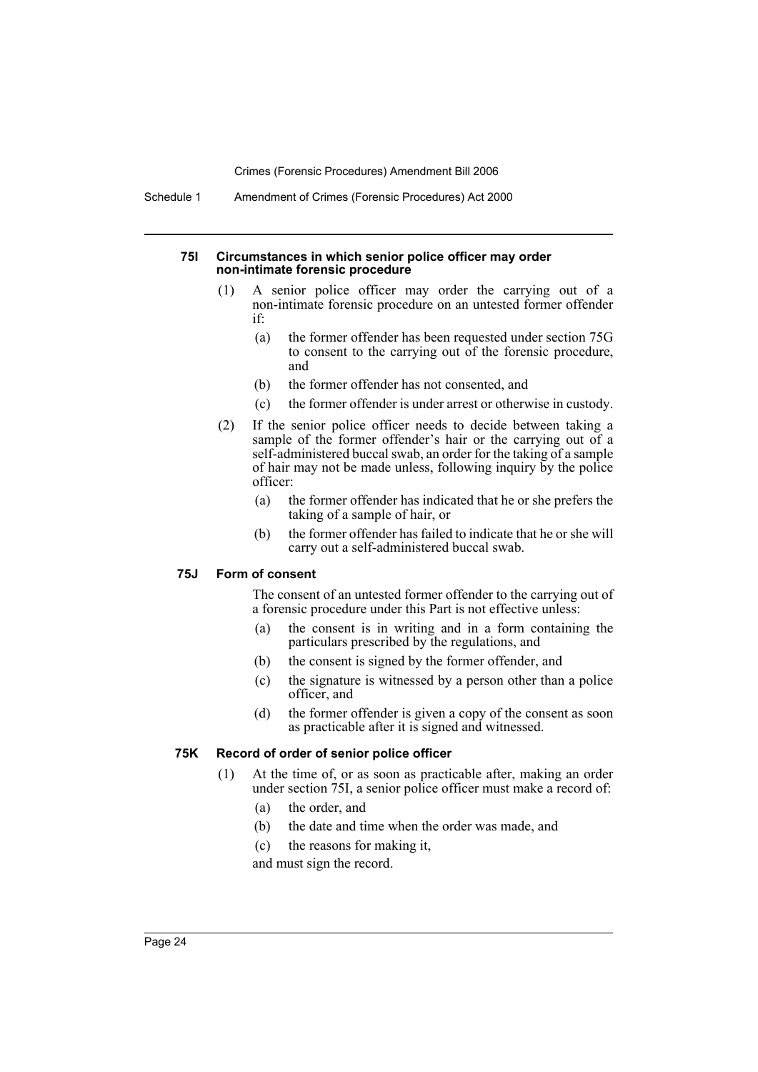#### 75I Circumstances in which senior police officer may order non-intimate forensic procedure

(1) A senior police officer may order the carrying out of a non-intimate forensic procedure on an untested former offender if:

- (a) the former offender has been requested under section 75G to consent to the carrying out of the forensic procedure, and
- (b) the former offender has not consented, and
- (c) the former offender is under arrest or otherwise in custody.

(2) If the senior police officer needs to decide between taking a sample of the former offender's hair or the carrying out of a self-administered buccal swab, an order for the taking of a sample of hair may not be made unless, following inquiry by the police officer:

- (a) the former offender has indicated that he or she prefers the taking of a sample of hair, or
- (b) the former offender has failed to indicate that he or she will carry out a self-administered buccal swab.

#### 75J Form of consent

The consent of an untested former offender to the carrying out of a forensic procedure under this Part is not effective unless:

- (a) the consent is in writing and in a form containing the particulars prescribed by the regulations, and
- (b) the consent is signed by the former offender, and
- (c) the signature is witnessed by a person other than a police officer, and
- (d) the former offender is given a copy of the consent as soon as practicable after it is signed and witnessed.

#### 75K Record of order of senior police officer

(1) At the time of, or as soon as practicable after, making an order under section 75I, a senior police officer must make a record of:

- (a) the order, and
- (b) the date and time when the order was made, and
- (c) the reasons for making it,

and must sign the record.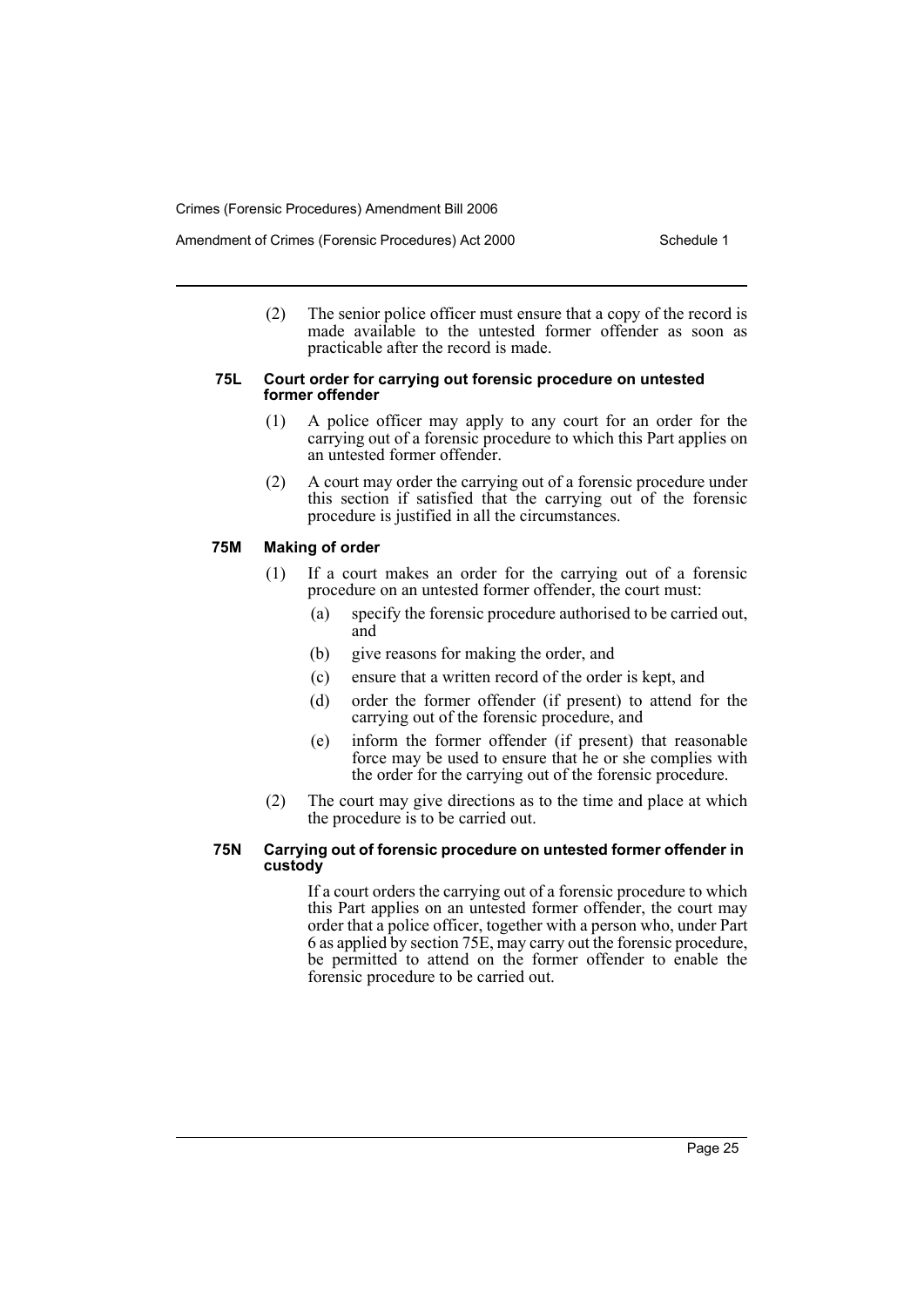(2) The senior police officer must ensure that a copy of the record is made available to the untested former offender as soon as practicable after the record is made.

#### 75L Court order for carrying out forensic procedure on untested former offender

(1) A police officer may apply to any court for an order for the carrying out of a forensic procedure to which this Part applies on an untested former offender.

(2) A court may order the carrying out of a forensic procedure under this section if satisfied that the carrying out of the forensic procedure is justified in all the circumstances.

#### 75M Making of order

(1) If a court makes an order for the carrying out of a forensic procedure on an untested former offender, the court must:

- (a) specify the forensic procedure authorised to be carried out, and
- (b) give reasons for making the order, and
- (c) ensure that a written record of the order is kept, and
- (d) order the former offender (if present) to attend for the carrying out of the forensic procedure, and
- (e) inform the former offender (if present) that reasonable force may be used to ensure that he or she complies with the order for the carrying out of the forensic procedure.

(2) The court may give directions as to the time and place at which the procedure is to be carried out.

#### 75N Carrying out of forensic procedure on untested former offender in custody

If a court orders the carrying out of a forensic procedure to which this Part applies on an untested former offender, the court may order that a police officer, together with a person who, under Part 6 as applied by section 75E, may carry out the forensic procedure, be permitted to attend on the former offender to enable the forensic procedure to be carried out.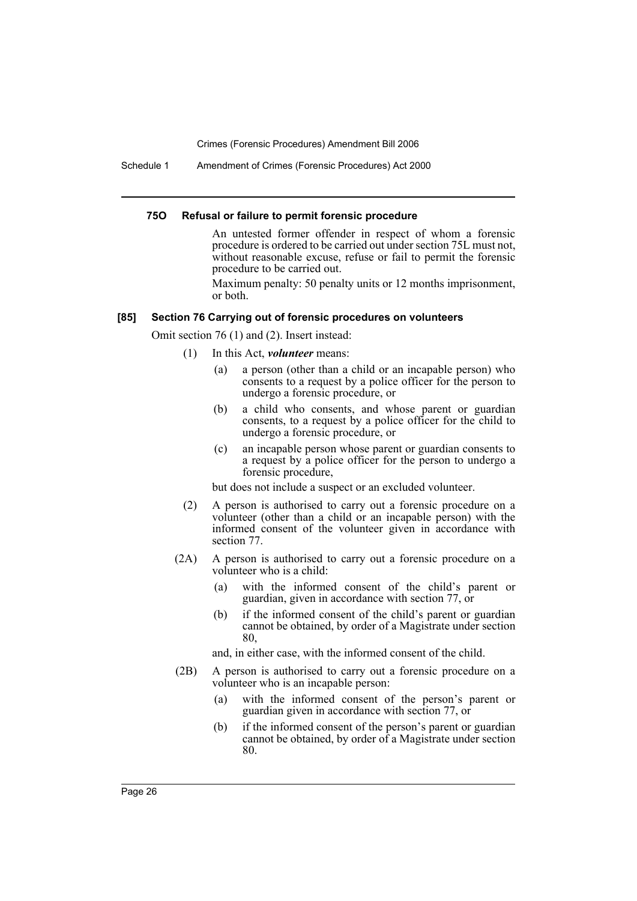#### 75O Refusal or failure to permit forensic procedure

An untested former offender in respect of whom a forensic procedure is ordered to be carried out under section 75L must not, without reasonable excuse, refuse or fail to permit the forensic procedure to be carried out.

Maximum penalty: 50 penalty units or 12 months imprisonment, or both.

#### [85] Section 76 Carrying out of forensic procedures on volunteers

Omit section 76 (1) and (2). Insert instead:

(1) In this Act, ***volunteer*** means:

- (a) a person (other than a child or an incapable person) who consents to a request by a police officer for the person to undergo a forensic procedure, or
- (b) a child who consents, and whose parent or guardian consents, to a request by a police officer for the child to undergo a forensic procedure, or
- (c) an incapable person whose parent or guardian consents to a request by a police officer for the person to undergo a forensic procedure,

but does not include a suspect or an excluded volunteer.

(2) A person is authorised to carry out a forensic procedure on a volunteer (other than a child or an incapable person) with the informed consent of the volunteer given in accordance with section 77.

(2A) A person is authorised to carry out a forensic procedure on a volunteer who is a child:

- (a) with the informed consent of the child's parent or guardian, given in accordance with section 77, or
- (b) if the informed consent of the child's parent or guardian cannot be obtained, by order of a Magistrate under section 80,

and, in either case, with the informed consent of the child.

(2B) A person is authorised to carry out a forensic procedure on a volunteer who is an incapable person:

- (a) with the informed consent of the person's parent or guardian given in accordance with section 77, or
- (b) if the informed consent of the person's parent or guardian cannot be obtained, by order of a Magistrate under section 80.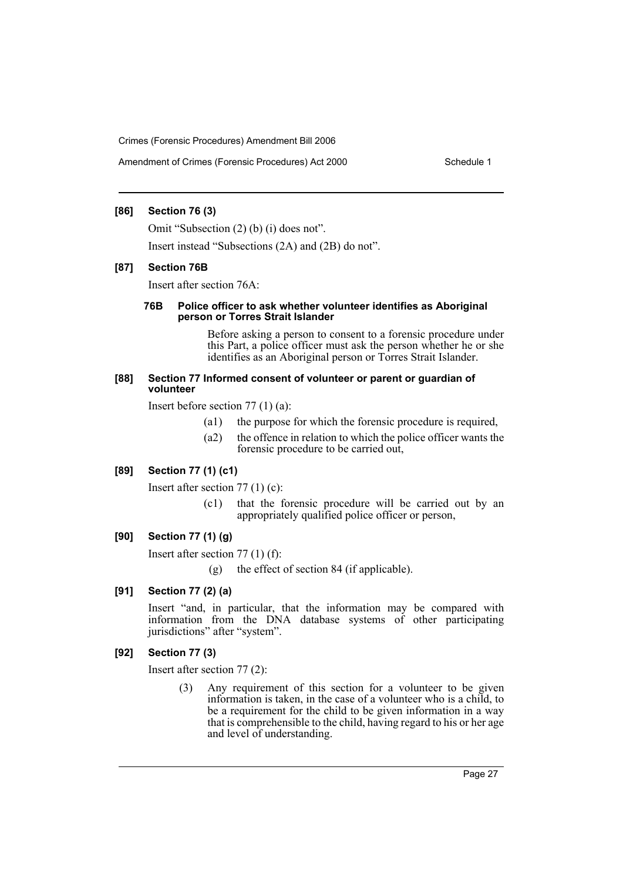**[86] Section 76 (3)**

Omit "Subsection (2) (b) (i) does not".

Insert instead "Subsections (2A) and (2B) do not".

**[87] Section 76B**

Insert after section 76A:

**76B Police officer to ask whether volunteer identifies as Aboriginal person or Torres Strait Islander**

Before asking a person to consent to a forensic procedure under this Part, a police officer must ask the person whether he or she identifies as an Aboriginal person or Torres Strait Islander.

**[88] Section 77 Informed consent of volunteer or parent or guardian of volunteer**

Insert before section 77 (1) (a):

(a1) the purpose for which the forensic procedure is required,

(a2) the offence in relation to which the police officer wants the forensic procedure to be carried out,

**[89] Section 77 (1) (c1)**

Insert after section 77 (1) (c):

(c1) that the forensic procedure will be carried out by an appropriately qualified police officer or person,

**[90] Section 77 (1) (g)**

Insert after section 77 (1) (f):

(g) the effect of section 84 (if applicable).

**[91] Section 77 (2) (a)**

Insert "and, in particular, that the information may be compared with information from the DNA database systems of other participating jurisdictions" after "system".

**[92] Section 77 (3)**

Insert after section 77 (2):

(3) Any requirement of this section for a volunteer to be given information is taken, in the case of a volunteer who is a child, to be a requirement for the child to be given information in a way that is comprehensible to the child, having regard to his or her age and level of understanding.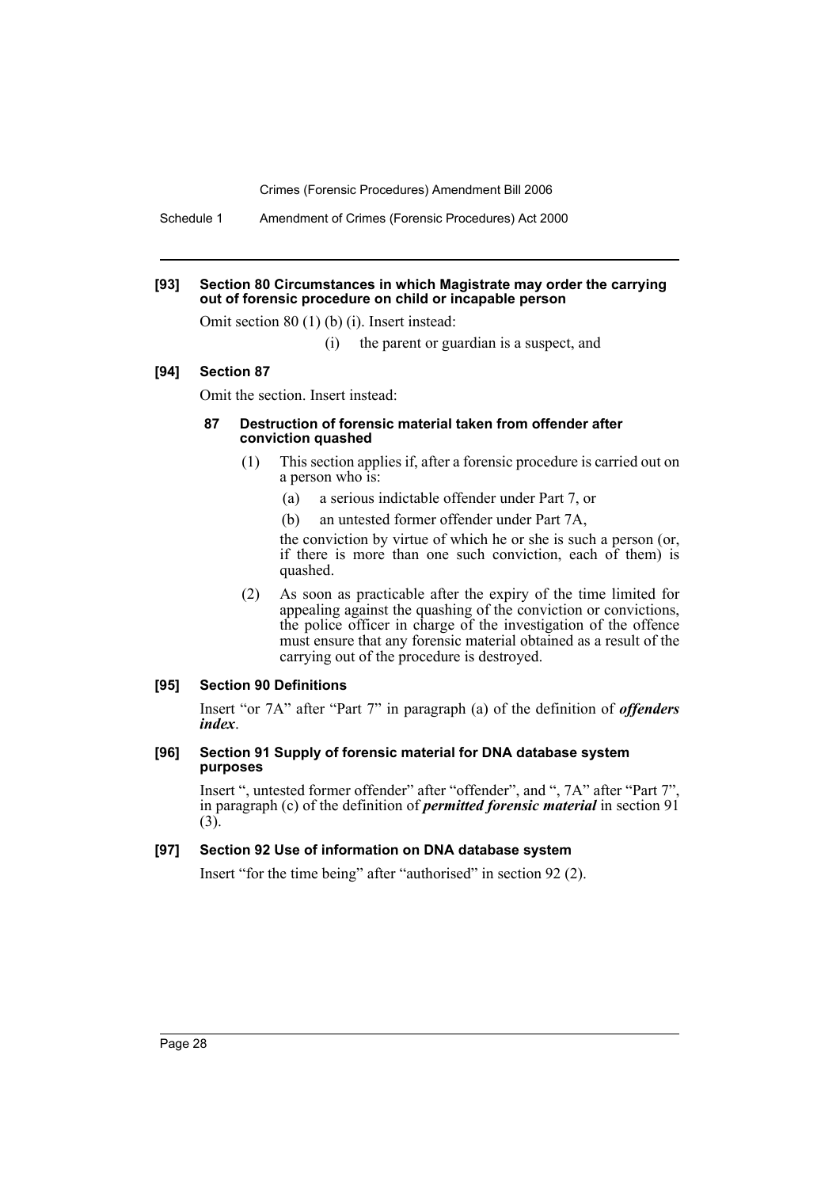#### [93] Section 80 Circumstances in which Magistrate may order the carrying out of forensic procedure on child or incapable person

Omit section 80 (1) (b) (i). Insert instead:

(i) the parent or guardian is a suspect, and

#### [94] Section 87

Omit the section. Insert instead:

##### 87 Destruction of forensic material taken from offender after conviction quashed

(1) This section applies if, after a forensic procedure is carried out on a person who is:

(a) a serious indictable offender under Part 7, or

(b) an untested former offender under Part 7A,

the conviction by virtue of which he or she is such a person (or, if there is more than one such conviction, each of them) is quashed.

(2) As soon as practicable after the expiry of the time limited for appealing against the quashing of the conviction or convictions, the police officer in charge of the investigation of the offence must ensure that any forensic material obtained as a result of the carrying out of the procedure is destroyed.

#### [95] Section 90 Definitions

Insert "or 7A" after "Part 7" in paragraph (a) of the definition of ***offenders index***.

#### [96] Section 91 Supply of forensic material for DNA database system purposes

Insert ", untested former offender" after "offender", and ", 7A" after "Part 7", in paragraph (c) of the definition of ***permitted forensic material*** in section 91 (3).

#### [97] Section 92 Use of information on DNA database system

Insert "for the time being" after "authorised" in section 92 (2).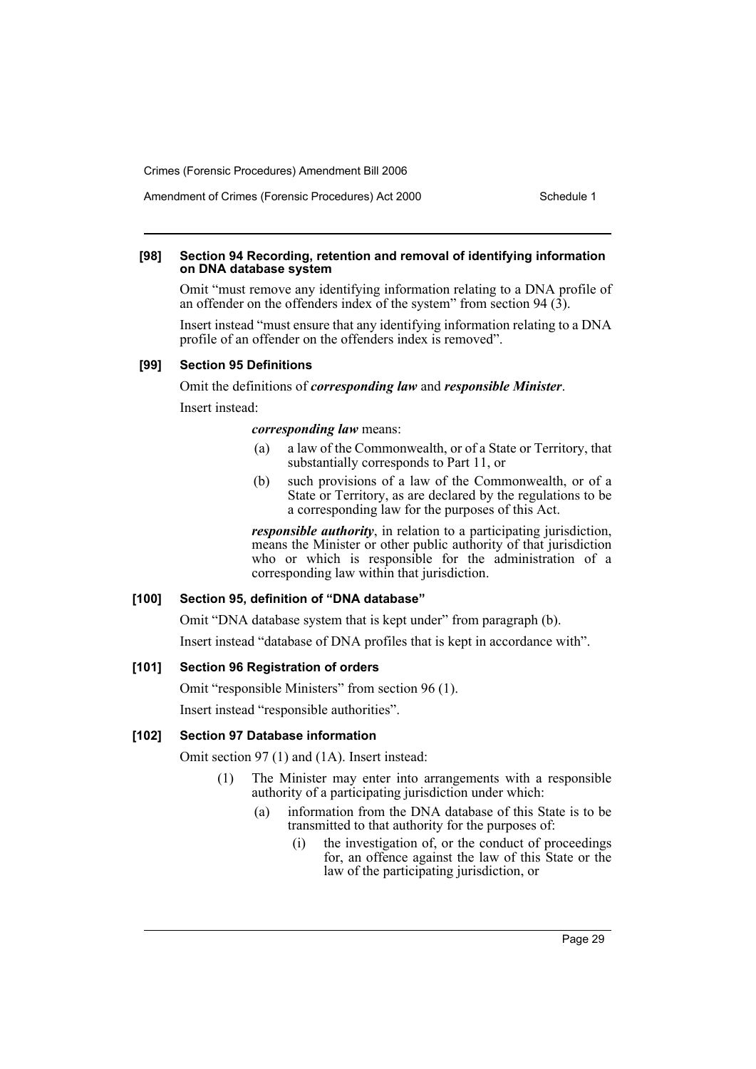#### [98] Section 94 Recording, retention and removal of identifying information on DNA database system

Omit "must remove any identifying information relating to a DNA profile of an offender on the offenders index of the system" from section 94 (3).

Insert instead "must ensure that any identifying information relating to a DNA profile of an offender on the offenders index is removed".

#### [99] Section 95 Definitions

Omit the definitions of ***corresponding law*** and ***responsible Minister***.

Insert instead:

> ***corresponding law*** means:
>
> (a) a law of the Commonwealth, or of a State or Territory, that substantially corresponds to Part 11, or
>
> (b) such provisions of a law of the Commonwealth, or of a State or Territory, as are declared by the regulations to be a corresponding law for the purposes of this Act.
>
> ***responsible authority***, in relation to a participating jurisdiction, means the Minister or other public authority of that jurisdiction who or which is responsible for the administration of a corresponding law within that jurisdiction.

#### [100] Section 95, definition of "DNA database"

Omit "DNA database system that is kept under" from paragraph (b).

Insert instead "database of DNA profiles that is kept in accordance with".

#### [101] Section 96 Registration of orders

Omit "responsible Ministers" from section 96 (1).

Insert instead "responsible authorities".

#### [102] Section 97 Database information

Omit section 97 (1) and (1A). Insert instead:

> (1) The Minister may enter into arrangements with a responsible authority of a participating jurisdiction under which:
>
> (a) information from the DNA database of this State is to be transmitted to that authority for the purposes of:
>
> (i) the investigation of, or the conduct of proceedings for, an offence against the law of this State or the law of the participating jurisdiction, or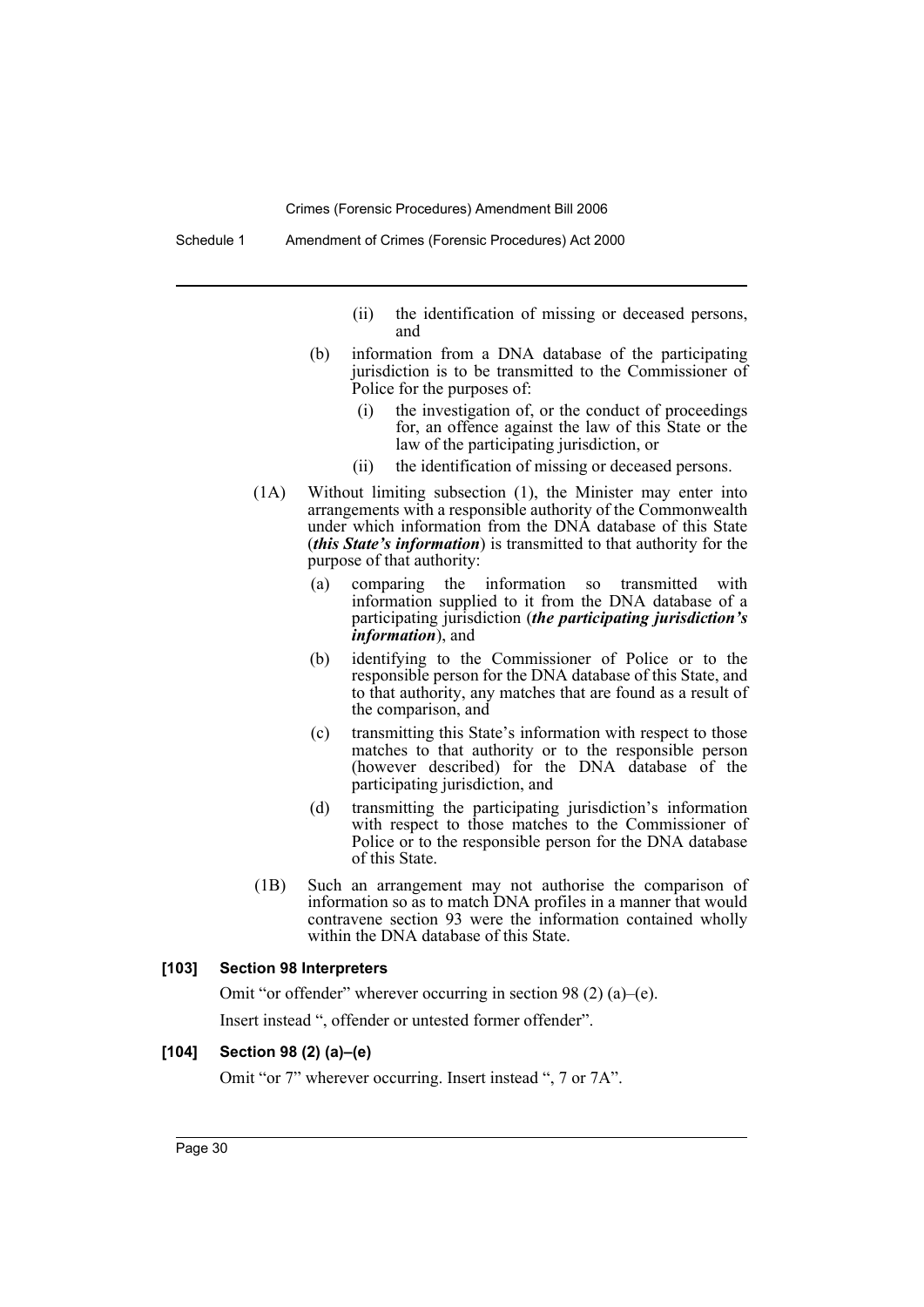(ii) the identification of missing or deceased persons, and

(b) information from a DNA database of the participating jurisdiction is to be transmitted to the Commissioner of Police for the purposes of:

(i) the investigation of, or the conduct of proceedings for, an offence against the law of this State or the law of the participating jurisdiction, or

(ii) the identification of missing or deceased persons.

(1A) Without limiting subsection (1), the Minister may enter into arrangements with a responsible authority of the Commonwealth under which information from the DNA database of this State (***this State's information***) is transmitted to that authority for the purpose of that authority:

(a) comparing the information so transmitted with information supplied to it from the DNA database of a participating jurisdiction (***the participating jurisdiction's information***), and

(b) identifying to the Commissioner of Police or to the responsible person for the DNA database of this State, and to that authority, any matches that are found as a result of the comparison, and

(c) transmitting this State's information with respect to those matches to that authority or to the responsible person (however described) for the DNA database of the participating jurisdiction, and

(d) transmitting the participating jurisdiction's information with respect to those matches to the Commissioner of Police or to the responsible person for the DNA database of this State.

(1B) Such an arrangement may not authorise the comparison of information so as to match DNA profiles in a manner that would contravene section 93 were the information contained wholly within the DNA database of this State.

**[103] Section 98 Interpreters**

Omit "or offender" wherever occurring in section 98 (2) (a)–(e).

Insert instead ", offender or untested former offender".

**[104] Section 98 (2) (a)–(e)**

Omit "or 7" wherever occurring. Insert instead ", 7 or 7A".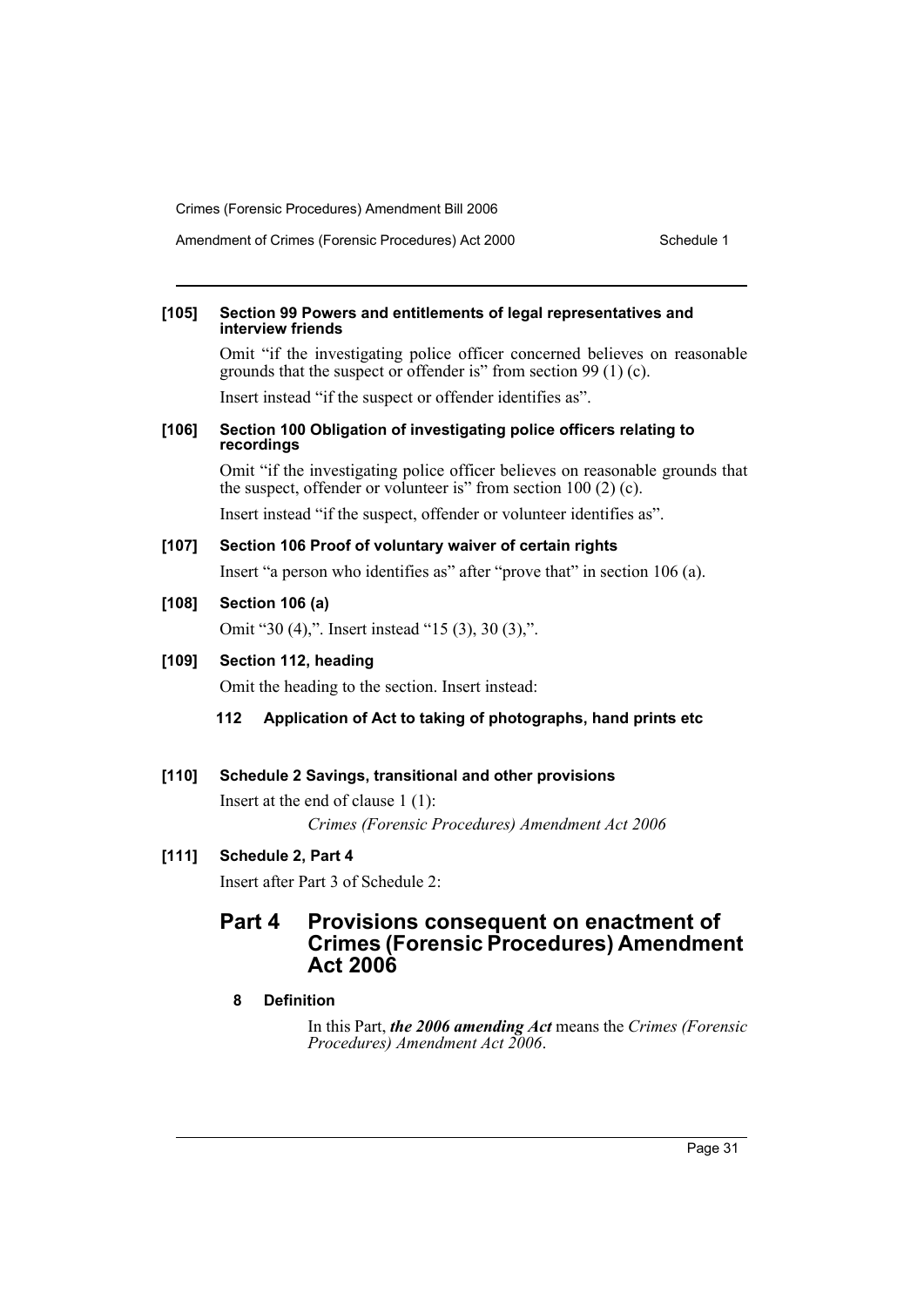**[105] Section 99 Powers and entitlements of legal representatives and interview friends**

Omit "if the investigating police officer concerned believes on reasonable grounds that the suspect or offender is" from section 99 (1) (c).

Insert instead "if the suspect or offender identifies as".

**[106] Section 100 Obligation of investigating police officers relating to recordings**

Omit "if the investigating police officer believes on reasonable grounds that the suspect, offender or volunteer is" from section 100 (2) (c).

Insert instead "if the suspect, offender or volunteer identifies as".

**[107] Section 106 Proof of voluntary waiver of certain rights**

Insert "a person who identifies as" after "prove that" in section 106 (a).

**[108] Section 106 (a)**

Omit "30 (4),". Insert instead "15 (3), 30 (3),".

**[109] Section 112, heading**

Omit the heading to the section. Insert instead:

**112 Application of Act to taking of photographs, hand prints etc**

**[110] Schedule 2 Savings, transitional and other provisions**

Insert at the end of clause 1 (1):

*Crimes (Forensic Procedures) Amendment Act 2006*

**[111] Schedule 2, Part 4**

Insert after Part 3 of Schedule 2:

## Part 4 Provisions consequent on enactment of Crimes (Forensic Procedures) Amendment Act 2006

**8 Definition**

In this Part, ***the 2006 amending Act*** means the *Crimes (Forensic Procedures) Amendment Act 2006*.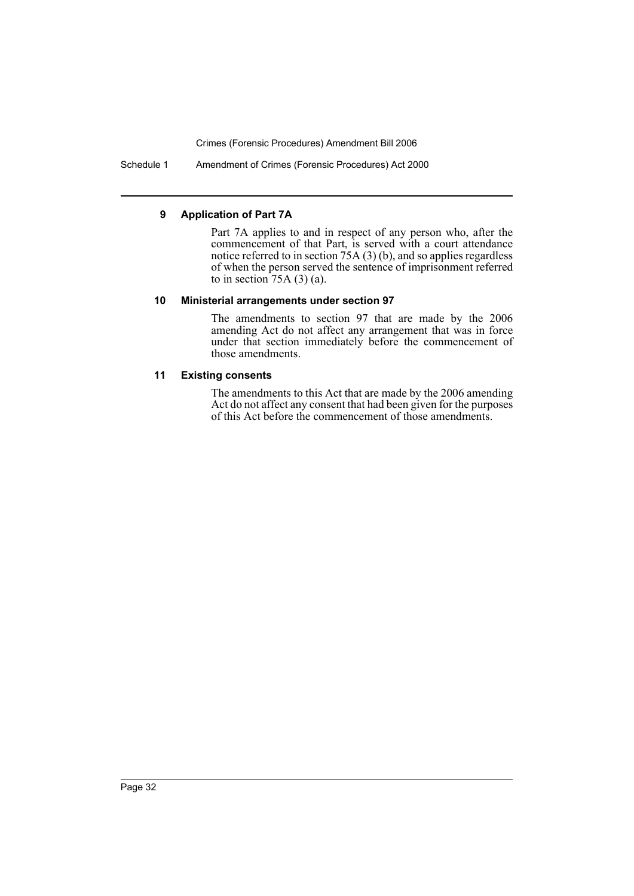### 9 Application of Part 7A

Part 7A applies to and in respect of any person who, after the commencement of that Part, is served with a court attendance notice referred to in section 75A (3) (b), and so applies regardless of when the person served the sentence of imprisonment referred to in section 75A (3) (a).

### 10 Ministerial arrangements under section 97

The amendments to section 97 that are made by the 2006 amending Act do not affect any arrangement that was in force under that section immediately before the commencement of those amendments.

### 11 Existing consents

The amendments to this Act that are made by the 2006 amending Act do not affect any consent that had been given for the purposes of this Act before the commencement of those amendments.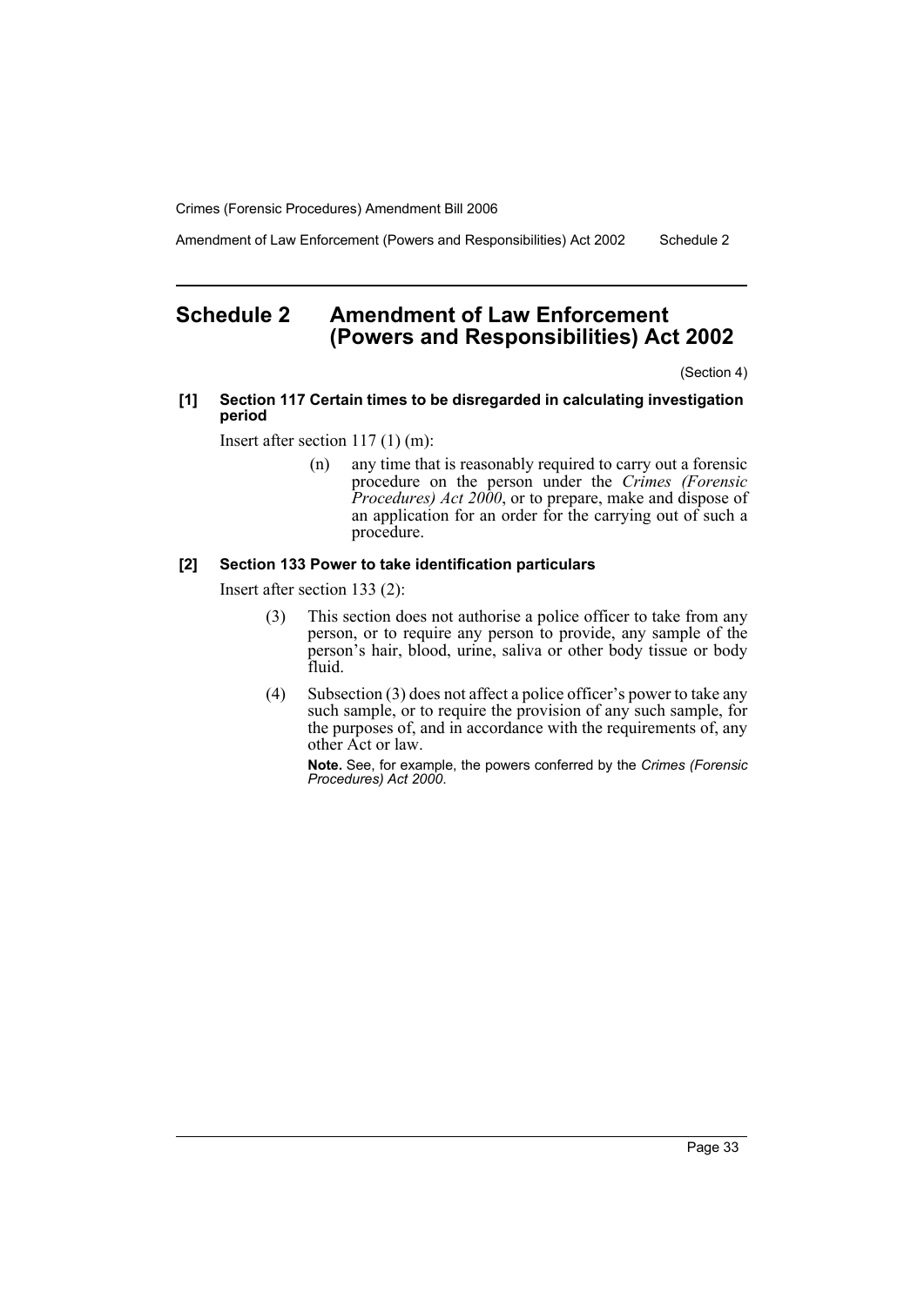## Schedule 2 Amendment of Law Enforcement (Powers and Responsibilities) Act 2002

(Section 4)

**[1] Section 117 Certain times to be disregarded in calculating investigation period**

Insert after section 117 (1) (m):

(n) any time that is reasonably required to carry out a forensic procedure on the person under the *Crimes (Forensic Procedures) Act 2000*, or to prepare, make and dispose of an application for an order for the carrying out of such a procedure.

**[2] Section 133 Power to take identification particulars**

Insert after section 133 (2):

(3) This section does not authorise a police officer to take from any person, or to require any person to provide, any sample of the person's hair, blood, urine, saliva or other body tissue or body fluid.

(4) Subsection (3) does not affect a police officer's power to take any such sample, or to require the provision of any such sample, for the purposes of, and in accordance with the requirements of, any other Act or law.

**Note.** See, for example, the powers conferred by the *Crimes (Forensic Procedures) Act 2000*.